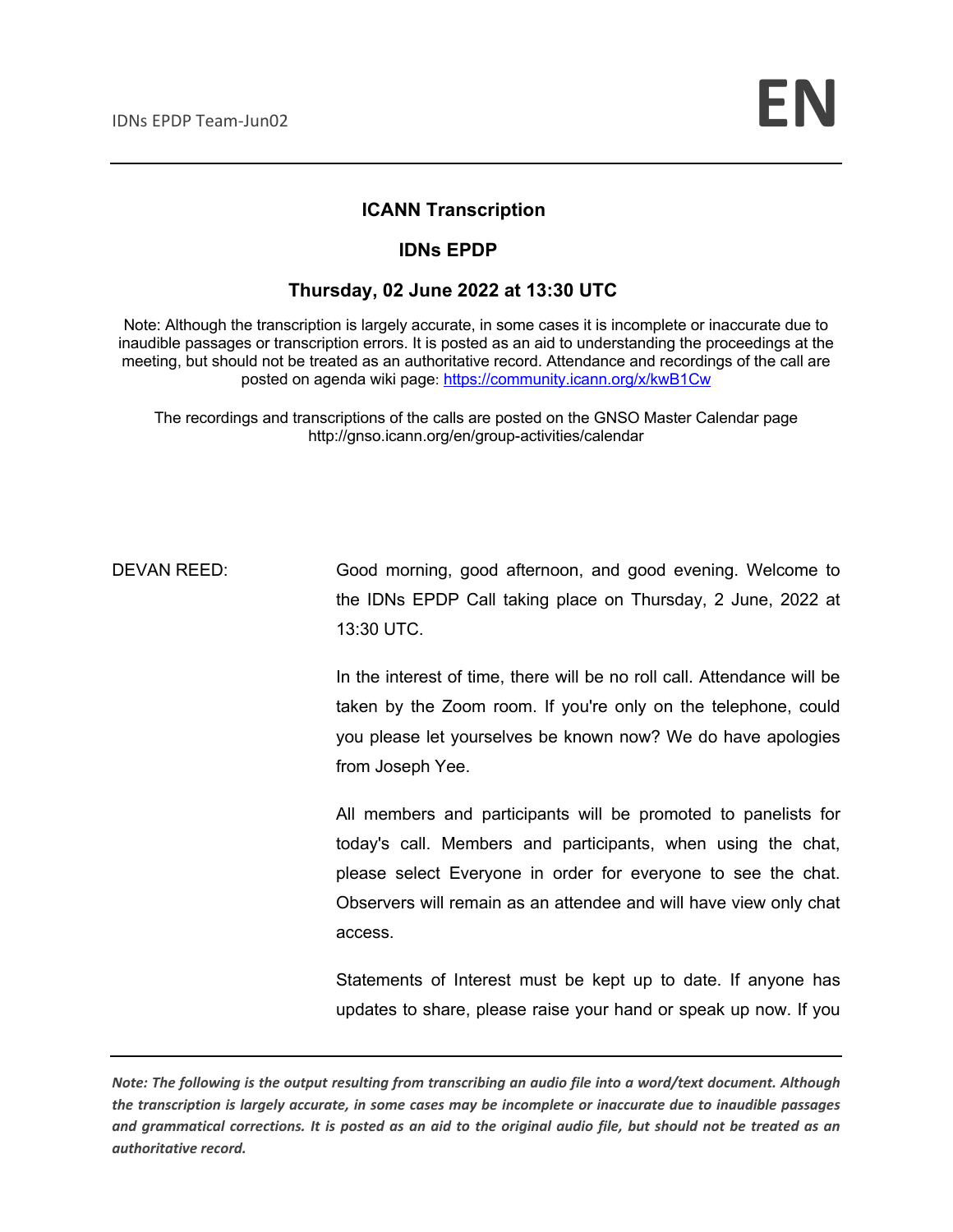# ICANN Transcription

## IDNs EPDP

### Thursday, 02 June 2022 at 13:30 UTC

Note: Although the transcription is largely accurate, in some cases it is incomplete or inaccurate due to inaudible passages or transcription errors. It is posted as an aid to understanding the proceedings at the meeting, but should not be treated as an authoritative record. Attendance and recordings of the call are posted on agenda wiki page: https://community.icann.org/x/kwB1Cw

The recordings and transcriptions of the calls are posted on the GNSO Master Calendar page http://gnso.icann.org/en/group-activities/calendar

DEVAN REED: Good morning, good afternoon, and good evening. Welcome to the IDNs EPDP Call taking place on Thursday, 2 June, 2022 at 13:30 UTC.

In the interest of time, there will be no roll call. Attendance will be taken by the Zoom room. If you're only on the telephone, could you please let yourselves be known now? We do have apologies from Joseph Yee.

All members and participants will be promoted to panelists for today's call. Members and participants, when using the chat, please select Everyone in order for everyone to see the chat. Observers will remain as an attendee and will have view only chat access.

Statements of Interest must be kept up to date. If anyone has updates to share, please raise your hand or speak up now. If you

*Note: The following is the output resulting from transcribing an audio file into a word/text document. Although the transcription is largely accurate, in some cases may be incomplete or inaccurate due to inaudible passages and grammatical corrections. It is posted as an aid to the original audio file, but should not be treated as an authoritative record.*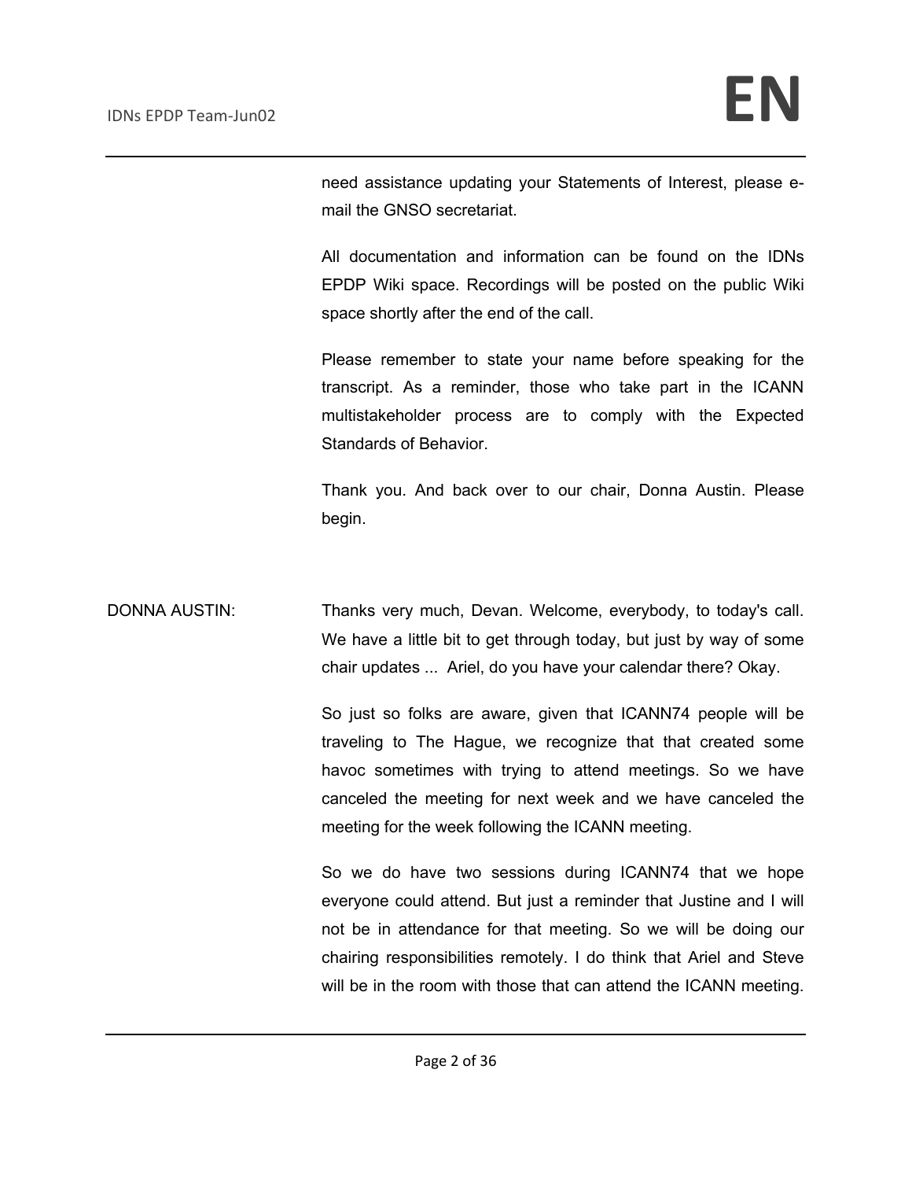need assistance updating your Statements of Interest, please e-mail the GNSO secretariat.

All documentation and information can be found on the IDNs EPDP Wiki space. Recordings will be posted on the public Wiki space shortly after the end of the call.

Please remember to state your name before speaking for the transcript. As a reminder, those who take part in the ICANN multistakeholder process are to comply with the Expected Standards of Behavior.

Thank you. And back over to our chair, Donna Austin. Please begin.

DONNA AUSTIN: Thanks very much, Devan. Welcome, everybody, to today's call. We have a little bit to get through today, but just by way of some chair updates ... Ariel, do you have your calendar there? Okay.

So just so folks are aware, given that ICANN74 people will be traveling to The Hague, we recognize that that created some havoc sometimes with trying to attend meetings. So we have canceled the meeting for next week and we have canceled the meeting for the week following the ICANN meeting.

So we do have two sessions during ICANN74 that we hope everyone could attend. But just a reminder that Justine and I will not be in attendance for that meeting. So we will be doing our chairing responsibilities remotely. I do think that Ariel and Steve will be in the room with those that can attend the ICANN meeting.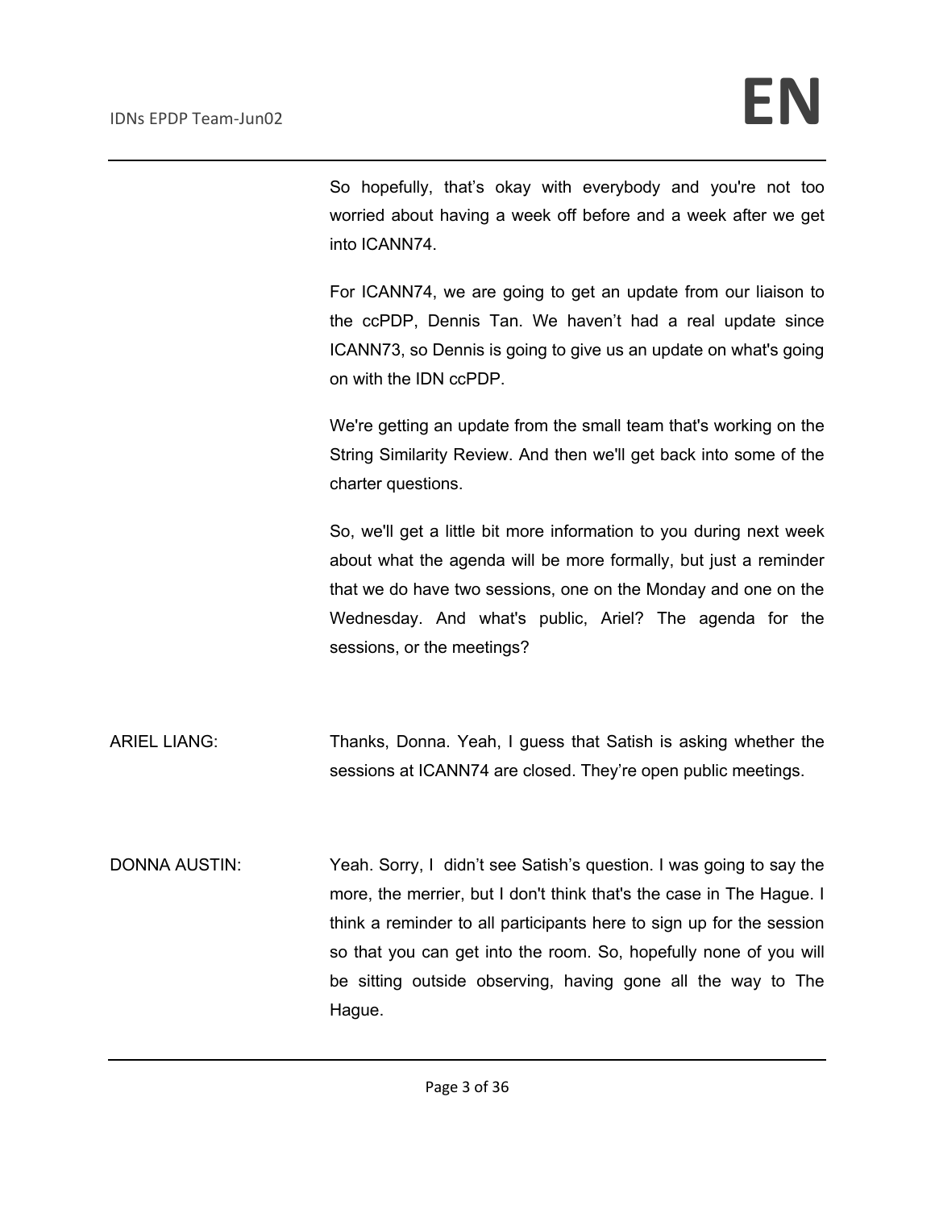So hopefully, that's okay with everybody and you're not too worried about having a week off before and a week after we get into ICANN74.

For ICANN74, we are going to get an update from our liaison to the ccPDP, Dennis Tan. We haven't had a real update since ICANN73, so Dennis is going to give us an update on what's going on with the IDN ccPDP.

We're getting an update from the small team that's working on the String Similarity Review. And then we'll get back into some of the charter questions.

So, we'll get a little bit more information to you during next week about what the agenda will be more formally, but just a reminder that we do have two sessions, one on the Monday and one on the Wednesday. And what's public, Ariel? The agenda for the sessions, or the meetings?

ARIEL LIANG: Thanks, Donna. Yeah, I guess that Satish is asking whether the sessions at ICANN74 are closed. They're open public meetings.

DONNA AUSTIN: Yeah. Sorry, I didn't see Satish's question. I was going to say the more, the merrier, but I don't think that's the case in The Hague. I think a reminder to all participants here to sign up for the session so that you can get into the room. So, hopefully none of you will be sitting outside observing, having gone all the way to The Hague.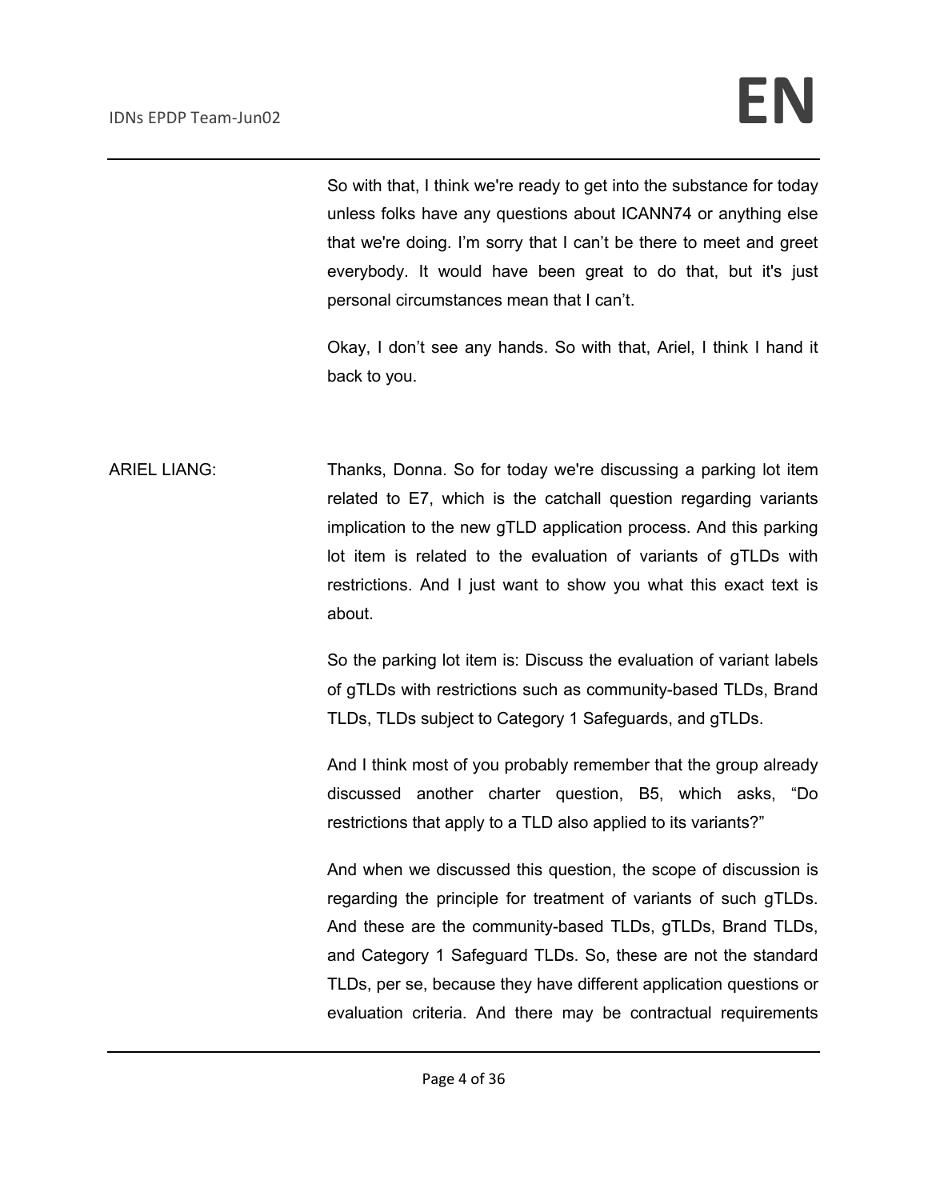So with that, I think we're ready to get into the substance for today unless folks have any questions about ICANN74 or anything else that we're doing. I'm sorry that I can't be there to meet and greet everybody. It would have been great to do that, but it's just personal circumstances mean that I can't.

Okay, I don't see any hands. So with that, Ariel, I think I hand it back to you.

ARIEL LIANG: Thanks, Donna. So for today we're discussing a parking lot item related to E7, which is the catchall question regarding variants implication to the new gTLD application process. And this parking lot item is related to the evaluation of variants of gTLDs with restrictions. And I just want to show you what this exact text is about.

So the parking lot item is: Discuss the evaluation of variant labels of gTLDs with restrictions such as community-based TLDs, Brand TLDs, TLDs subject to Category 1 Safeguards, and gTLDs.

And I think most of you probably remember that the group already discussed another charter question, B5, which asks, "Do restrictions that apply to a TLD also applied to its variants?"

And when we discussed this question, the scope of discussion is regarding the principle for treatment of variants of such gTLDs. And these are the community-based TLDs, gTLDs, Brand TLDs, and Category 1 Safeguard TLDs. So, these are not the standard TLDs, per se, because they have different application questions or evaluation criteria. And there may be contractual requirements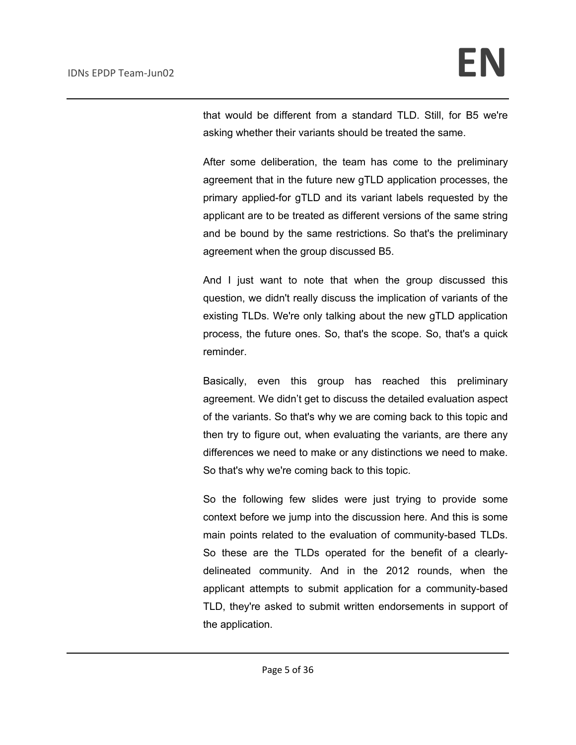that would be different from a standard TLD. Still, for B5 we're asking whether their variants should be treated the same.

After some deliberation, the team has come to the preliminary agreement that in the future new gTLD application processes, the primary applied-for gTLD and its variant labels requested by the applicant are to be treated as different versions of the same string and be bound by the same restrictions. So that's the preliminary agreement when the group discussed B5.

And I just want to note that when the group discussed this question, we didn't really discuss the implication of variants of the existing TLDs. We're only talking about the new gTLD application process, the future ones. So, that's the scope. So, that's a quick reminder.

Basically, even this group has reached this preliminary agreement. We didn't get to discuss the detailed evaluation aspect of the variants. So that's why we are coming back to this topic and then try to figure out, when evaluating the variants, are there any differences we need to make or any distinctions we need to make. So that's why we're coming back to this topic.

So the following few slides were just trying to provide some context before we jump into the discussion here. And this is some main points related to the evaluation of community-based TLDs. So these are the TLDs operated for the benefit of a clearly-delineated community. And in the 2012 rounds, when the applicant attempts to submit application for a community-based TLD, they're asked to submit written endorsements in support of the application.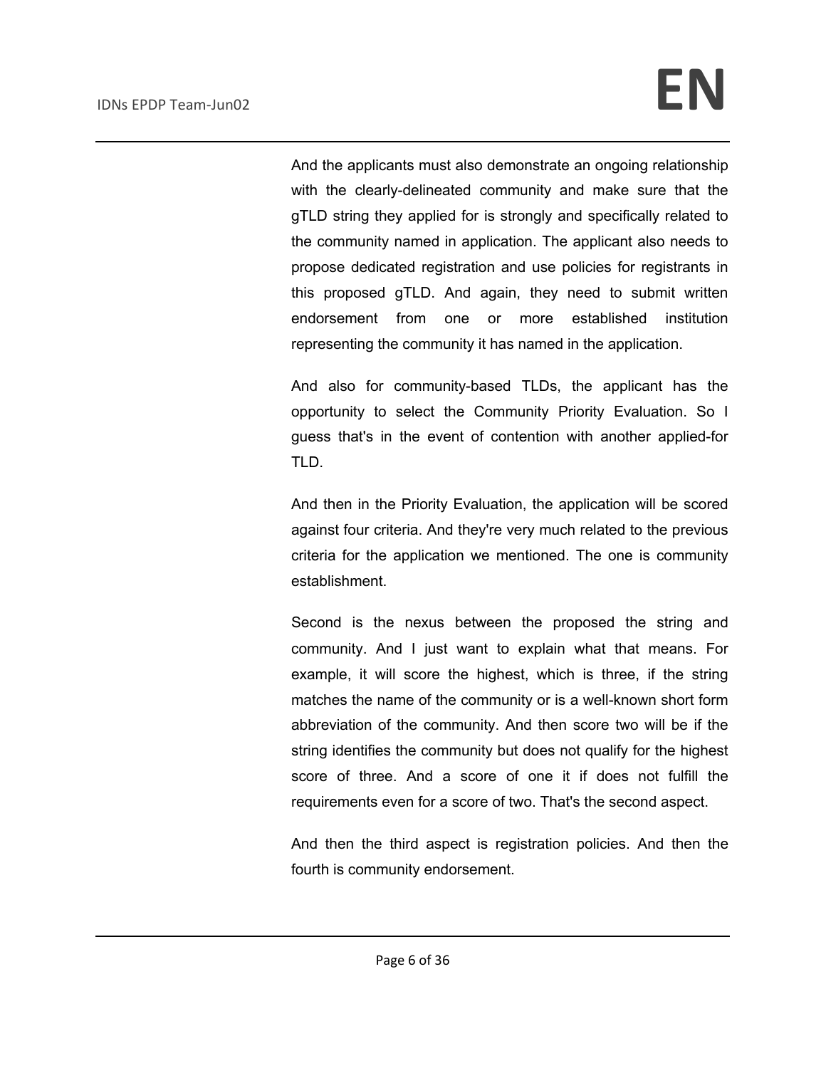And the applicants must also demonstrate an ongoing relationship with the clearly-delineated community and make sure that the gTLD string they applied for is strongly and specifically related to the community named in application. The applicant also needs to propose dedicated registration and use policies for registrants in this proposed gTLD. And again, they need to submit written endorsement from one or more established institution representing the community it has named in the application.

And also for community-based TLDs, the applicant has the opportunity to select the Community Priority Evaluation. So I guess that's in the event of contention with another applied-for TLD.

And then in the Priority Evaluation, the application will be scored against four criteria. And they're very much related to the previous criteria for the application we mentioned. The one is community establishment.

Second is the nexus between the proposed the string and community. And I just want to explain what that means. For example, it will score the highest, which is three, if the string matches the name of the community or is a well-known short form abbreviation of the community. And then score two will be if the string identifies the community but does not qualify for the highest score of three. And a score of one it if does not fulfill the requirements even for a score of two. That's the second aspect.

And then the third aspect is registration policies. And then the fourth is community endorsement.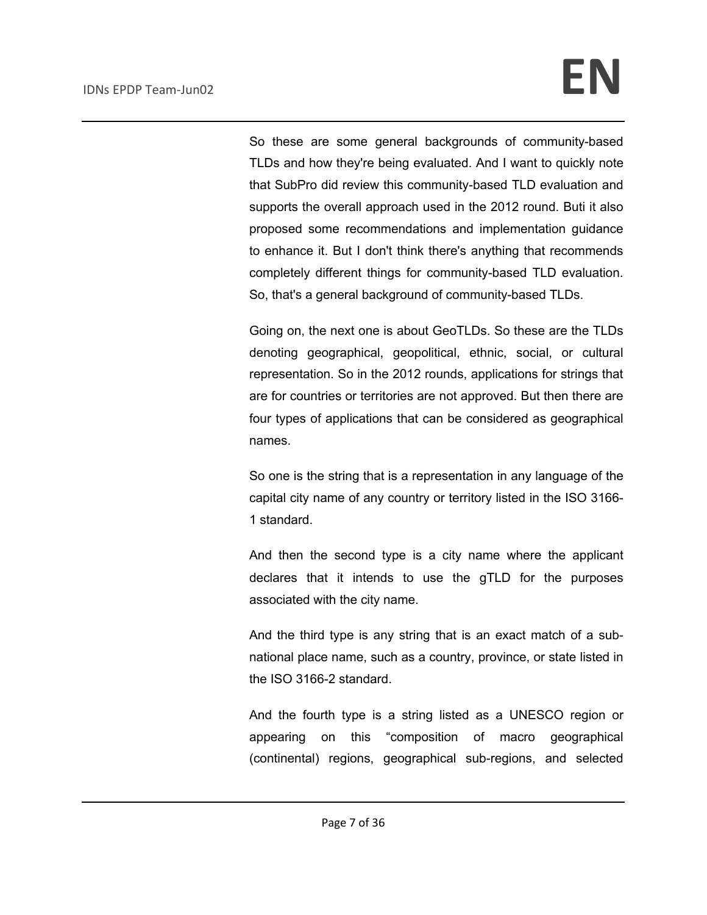So these are some general backgrounds of community-based TLDs and how they're being evaluated. And I want to quickly note that SubPro did review this community-based TLD evaluation and supports the overall approach used in the 2012 round. Buti it also proposed some recommendations and implementation guidance to enhance it. But I don't think there's anything that recommends completely different things for community-based TLD evaluation. So, that's a general background of community-based TLDs.

Going on, the next one is about GeoTLDs. So these are the TLDs denoting geographical, geopolitical, ethnic, social, or cultural representation. So in the 2012 rounds, applications for strings that are for countries or territories are not approved. But then there are four types of applications that can be considered as geographical names.

So one is the string that is a representation in any language of the capital city name of any country or territory listed in the ISO 3166-1 standard.

And then the second type is a city name where the applicant declares that it intends to use the gTLD for the purposes associated with the city name.

And the third type is any string that is an exact match of a sub-national place name, such as a country, province, or state listed in the ISO 3166-2 standard.

And the fourth type is a string listed as a UNESCO region or appearing on this “composition of macro geographical (continental) regions, geographical sub-regions, and selected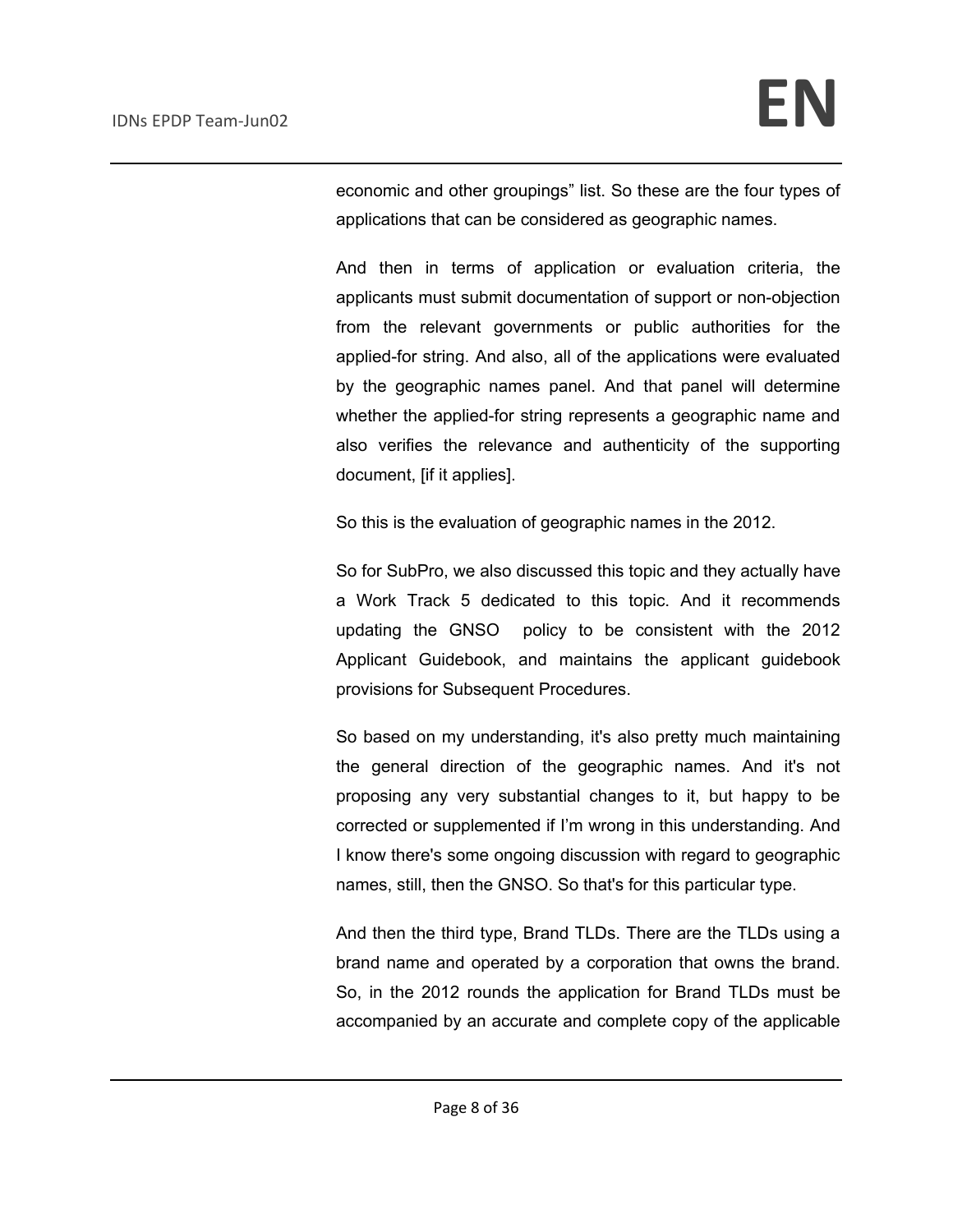economic and other groupings" list. So these are the four types of applications that can be considered as geographic names.

And then in terms of application or evaluation criteria, the applicants must submit documentation of support or non-objection from the relevant governments or public authorities for the applied-for string. And also, all of the applications were evaluated by the geographic names panel. And that panel will determine whether the applied-for string represents a geographic name and also verifies the relevance and authenticity of the supporting document, [if it applies].

So this is the evaluation of geographic names in the 2012.

So for SubPro, we also discussed this topic and they actually have a Work Track 5 dedicated to this topic. And it recommends updating the GNSO policy to be consistent with the 2012 Applicant Guidebook, and maintains the applicant guidebook provisions for Subsequent Procedures.

So based on my understanding, it's also pretty much maintaining the general direction of the geographic names. And it's not proposing any very substantial changes to it, but happy to be corrected or supplemented if I'm wrong in this understanding. And I know there's some ongoing discussion with regard to geographic names, still, then the GNSO. So that's for this particular type.

And then the third type, Brand TLDs. There are the TLDs using a brand name and operated by a corporation that owns the brand. So, in the 2012 rounds the application for Brand TLDs must be accompanied by an accurate and complete copy of the applicable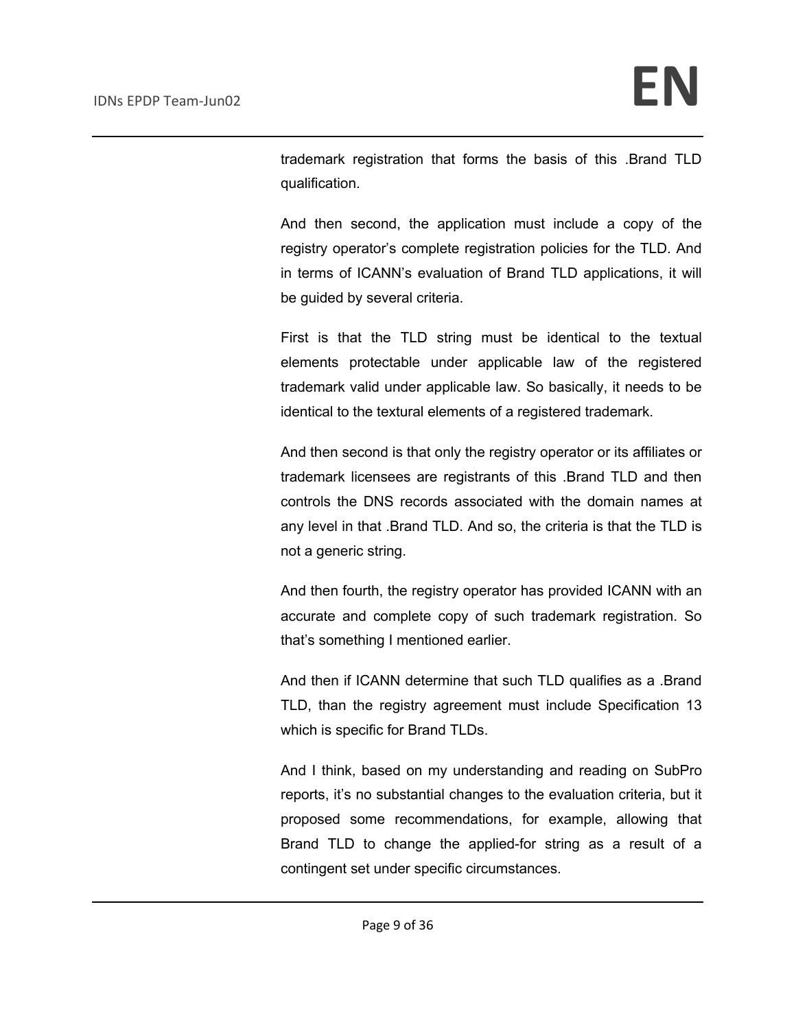trademark registration that forms the basis of this .Brand TLD qualification.

And then second, the application must include a copy of the registry operator's complete registration policies for the TLD. And in terms of ICANN's evaluation of Brand TLD applications, it will be guided by several criteria.

First is that the TLD string must be identical to the textual elements protectable under applicable law of the registered trademark valid under applicable law. So basically, it needs to be identical to the textural elements of a registered trademark.

And then second is that only the registry operator or its affiliates or trademark licensees are registrants of this .Brand TLD and then controls the DNS records associated with the domain names at any level in that .Brand TLD. And so, the criteria is that the TLD is not a generic string.

And then fourth, the registry operator has provided ICANN with an accurate and complete copy of such trademark registration. So that's something I mentioned earlier.

And then if ICANN determine that such TLD qualifies as a .Brand TLD, than the registry agreement must include Specification 13 which is specific for Brand TLDs.

And I think, based on my understanding and reading on SubPro reports, it's no substantial changes to the evaluation criteria, but it proposed some recommendations, for example, allowing that Brand TLD to change the applied-for string as a result of a contingent set under specific circumstances.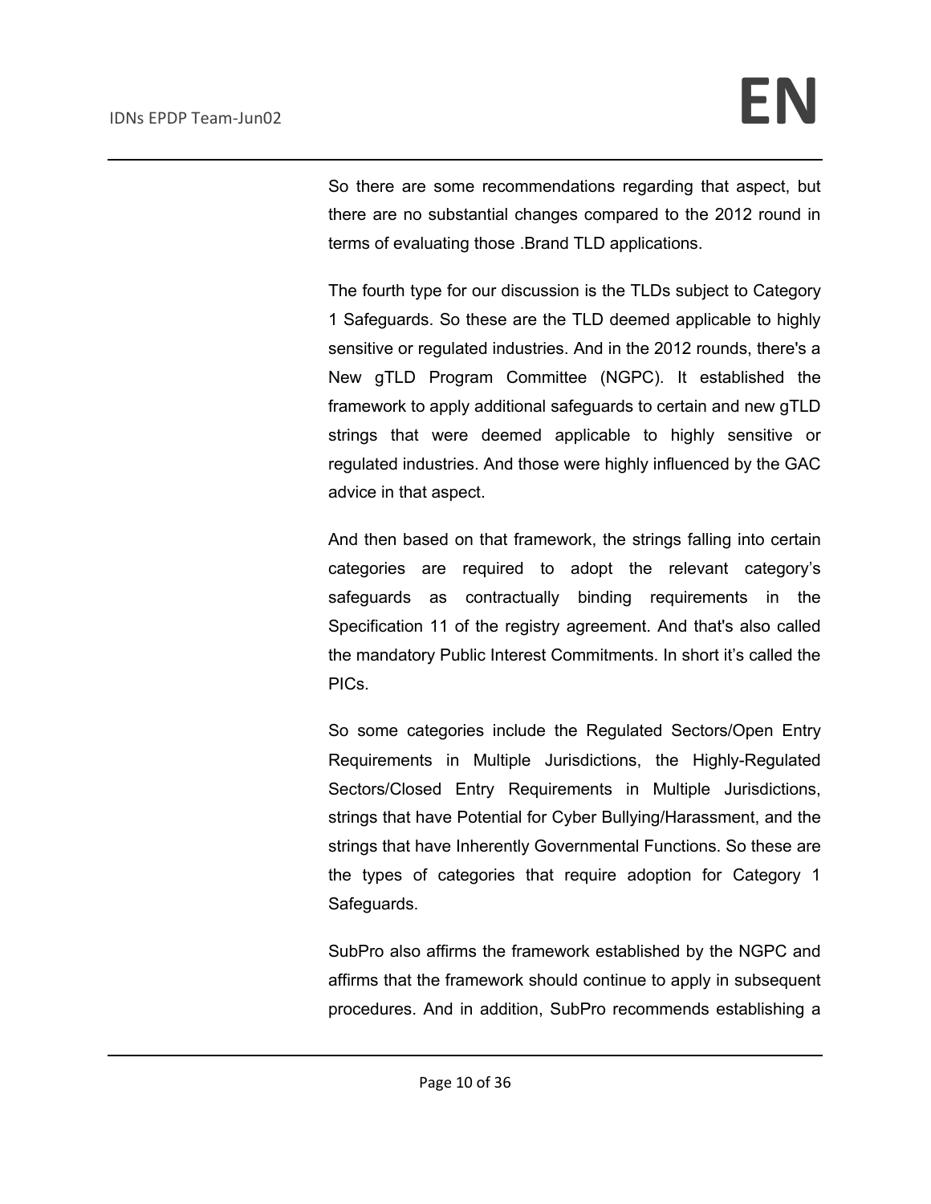So there are some recommendations regarding that aspect, but there are no substantial changes compared to the 2012 round in terms of evaluating those .Brand TLD applications.

The fourth type for our discussion is the TLDs subject to Category 1 Safeguards. So these are the TLD deemed applicable to highly sensitive or regulated industries. And in the 2012 rounds, there's a New gTLD Program Committee (NGPC). It established the framework to apply additional safeguards to certain and new gTLD strings that were deemed applicable to highly sensitive or regulated industries. And those were highly influenced by the GAC advice in that aspect.

And then based on that framework, the strings falling into certain categories are required to adopt the relevant category's safeguards as contractually binding requirements in the Specification 11 of the registry agreement. And that's also called the mandatory Public Interest Commitments. In short it's called the PICs.

So some categories include the Regulated Sectors/Open Entry Requirements in Multiple Jurisdictions, the Highly-Regulated Sectors/Closed Entry Requirements in Multiple Jurisdictions, strings that have Potential for Cyber Bullying/Harassment, and the strings that have Inherently Governmental Functions. So these are the types of categories that require adoption for Category 1 Safeguards.

SubPro also affirms the framework established by the NGPC and affirms that the framework should continue to apply in subsequent procedures. And in addition, SubPro recommends establishing a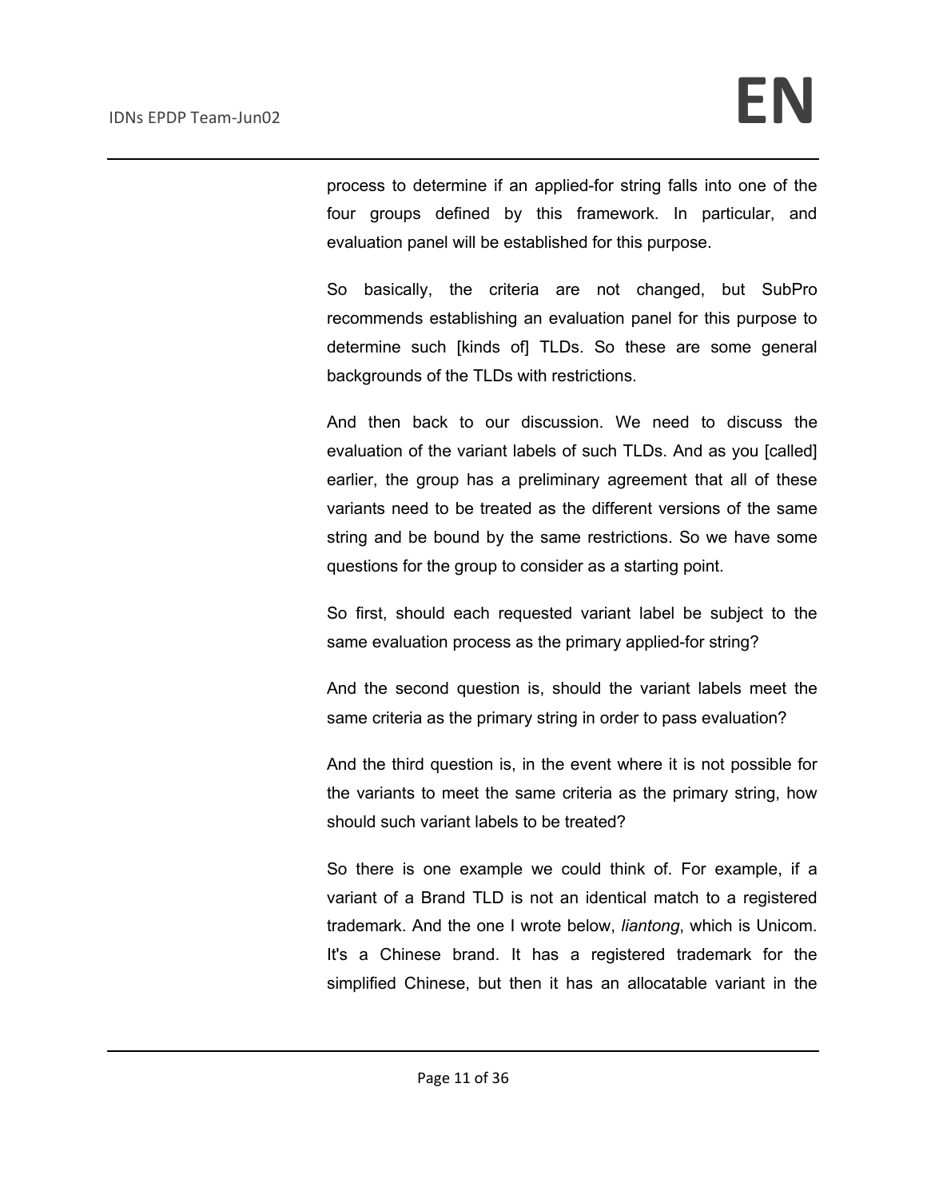process to determine if an applied-for string falls into one of the four groups defined by this framework. In particular, and evaluation panel will be established for this purpose.

So basically, the criteria are not changed, but SubPro recommends establishing an evaluation panel for this purpose to determine such [kinds of] TLDs. So these are some general backgrounds of the TLDs with restrictions.

And then back to our discussion. We need to discuss the evaluation of the variant labels of such TLDs. And as you [called] earlier, the group has a preliminary agreement that all of these variants need to be treated as the different versions of the same string and be bound by the same restrictions. So we have some questions for the group to consider as a starting point.

So first, should each requested variant label be subject to the same evaluation process as the primary applied-for string?

And the second question is, should the variant labels meet the same criteria as the primary string in order to pass evaluation?

And the third question is, in the event where it is not possible for the variants to meet the same criteria as the primary string, how should such variant labels to be treated?

So there is one example we could think of. For example, if a variant of a Brand TLD is not an identical match to a registered trademark. And the one I wrote below, *liantong*, which is Unicom. It's a Chinese brand. It has a registered trademark for the simplified Chinese, but then it has an allocatable variant in the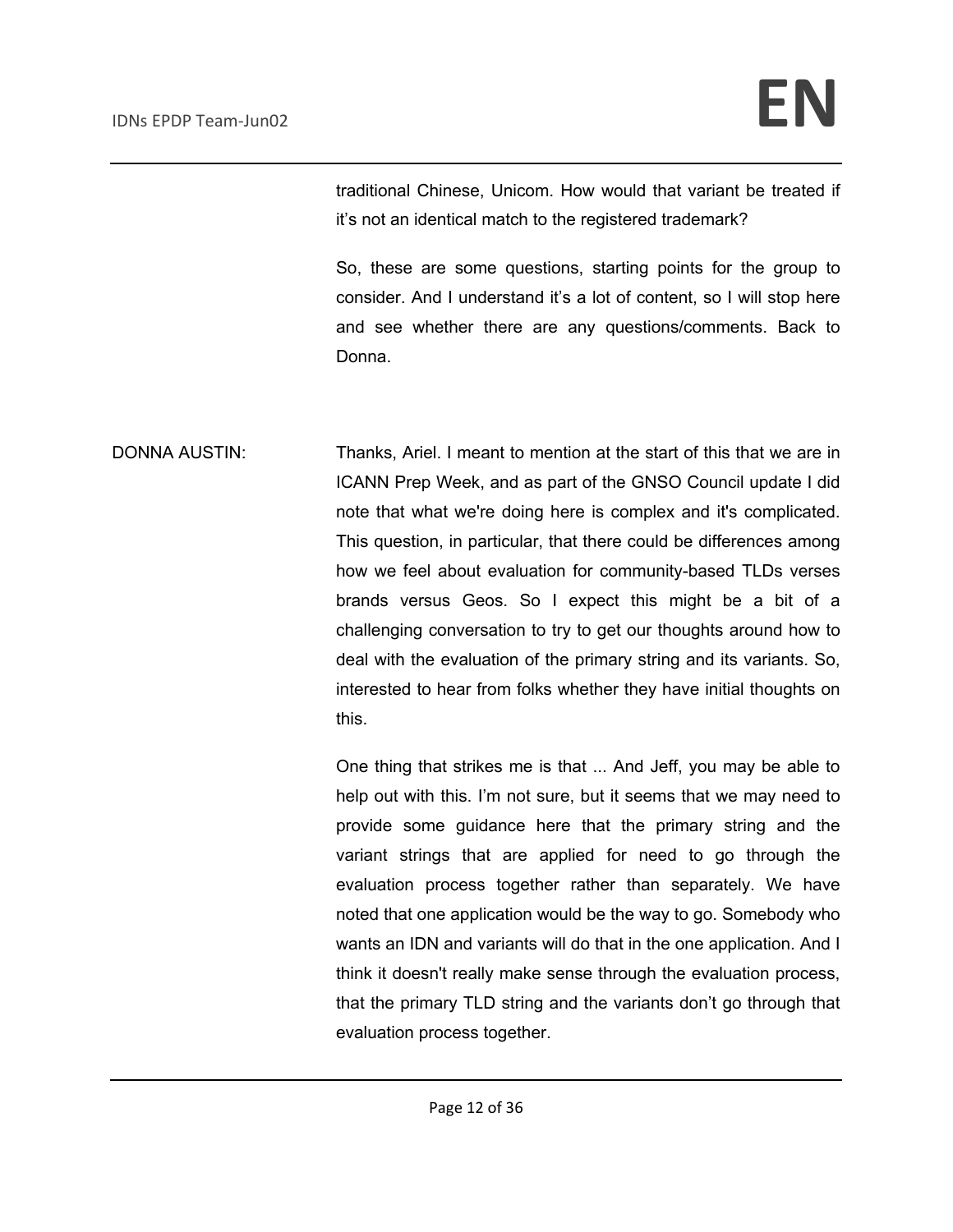traditional Chinese, Unicom. How would that variant be treated if it's not an identical match to the registered trademark?

So, these are some questions, starting points for the group to consider. And I understand it's a lot of content, so I will stop here and see whether there are any questions/comments. Back to Donna.

DONNA AUSTIN: Thanks, Ariel. I meant to mention at the start of this that we are in ICANN Prep Week, and as part of the GNSO Council update I did note that what we're doing here is complex and it's complicated. This question, in particular, that there could be differences among how we feel about evaluation for community-based TLDs verses brands versus Geos. So I expect this might be a bit of a challenging conversation to try to get our thoughts around how to deal with the evaluation of the primary string and its variants. So, interested to hear from folks whether they have initial thoughts on this.

One thing that strikes me is that ... And Jeff, you may be able to help out with this. I'm not sure, but it seems that we may need to provide some guidance here that the primary string and the variant strings that are applied for need to go through the evaluation process together rather than separately. We have noted that one application would be the way to go. Somebody who wants an IDN and variants will do that in the one application. And I think it doesn't really make sense through the evaluation process, that the primary TLD string and the variants don't go through that evaluation process together.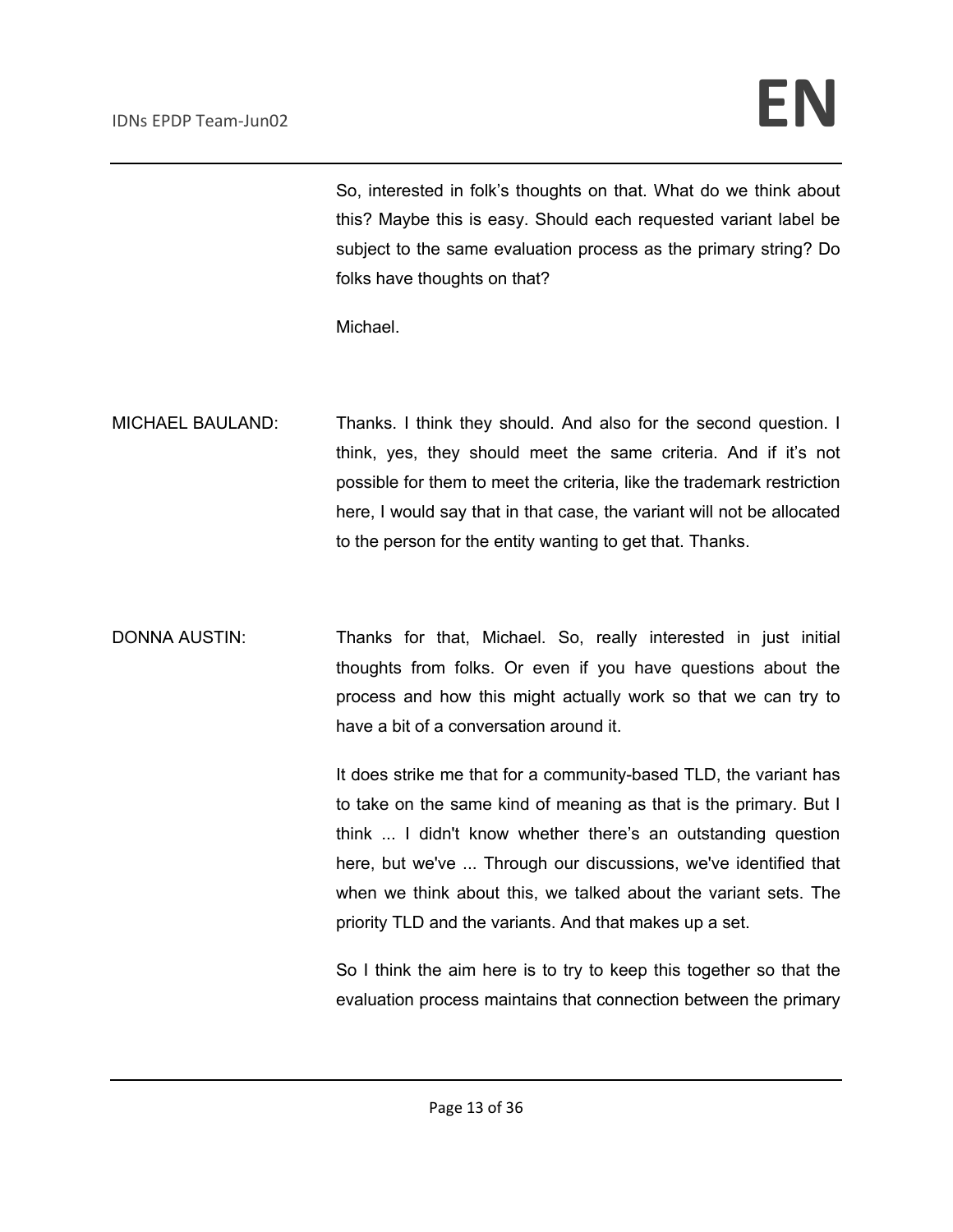So, interested in folk's thoughts on that. What do we think about this? Maybe this is easy. Should each requested variant label be subject to the same evaluation process as the primary string? Do folks have thoughts on that?

Michael.

MICHAEL BAULAND: Thanks. I think they should. And also for the second question. I think, yes, they should meet the same criteria. And if it's not possible for them to meet the criteria, like the trademark restriction here, I would say that in that case, the variant will not be allocated to the person for the entity wanting to get that. Thanks.

DONNA AUSTIN: Thanks for that, Michael. So, really interested in just initial thoughts from folks. Or even if you have questions about the process and how this might actually work so that we can try to have a bit of a conversation around it.

It does strike me that for a community-based TLD, the variant has to take on the same kind of meaning as that is the primary. But I think ... I didn't know whether there's an outstanding question here, but we've ... Through our discussions, we've identified that when we think about this, we talked about the variant sets. The priority TLD and the variants. And that makes up a set.

So I think the aim here is to try to keep this together so that the evaluation process maintains that connection between the primary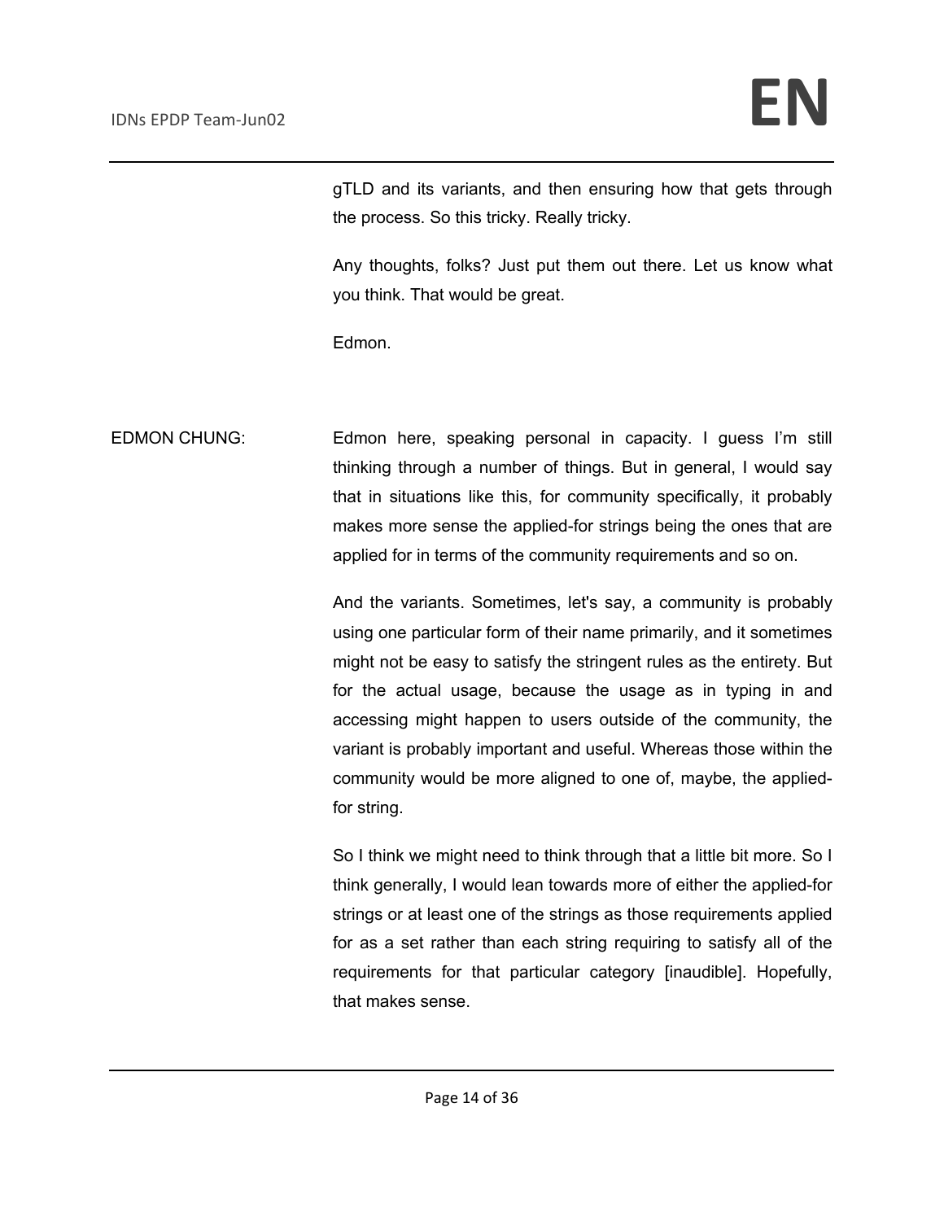gTLD and its variants, and then ensuring how that gets through the process. So this tricky. Really tricky.

Any thoughts, folks? Just put them out there. Let us know what you think. That would be great.

Edmon.

EDMON CHUNG: Edmon here, speaking personal in capacity. I guess I'm still thinking through a number of things. But in general, I would say that in situations like this, for community specifically, it probably makes more sense the applied-for strings being the ones that are applied for in terms of the community requirements and so on.

And the variants. Sometimes, let's say, a community is probably using one particular form of their name primarily, and it sometimes might not be easy to satisfy the stringent rules as the entirety. But for the actual usage, because the usage as in typing in and accessing might happen to users outside of the community, the variant is probably important and useful. Whereas those within the community would be more aligned to one of, maybe, the applied-for string.

So I think we might need to think through that a little bit more. So I think generally, I would lean towards more of either the applied-for strings or at least one of the strings as those requirements applied for as a set rather than each string requiring to satisfy all of the requirements for that particular category [inaudible]. Hopefully, that makes sense.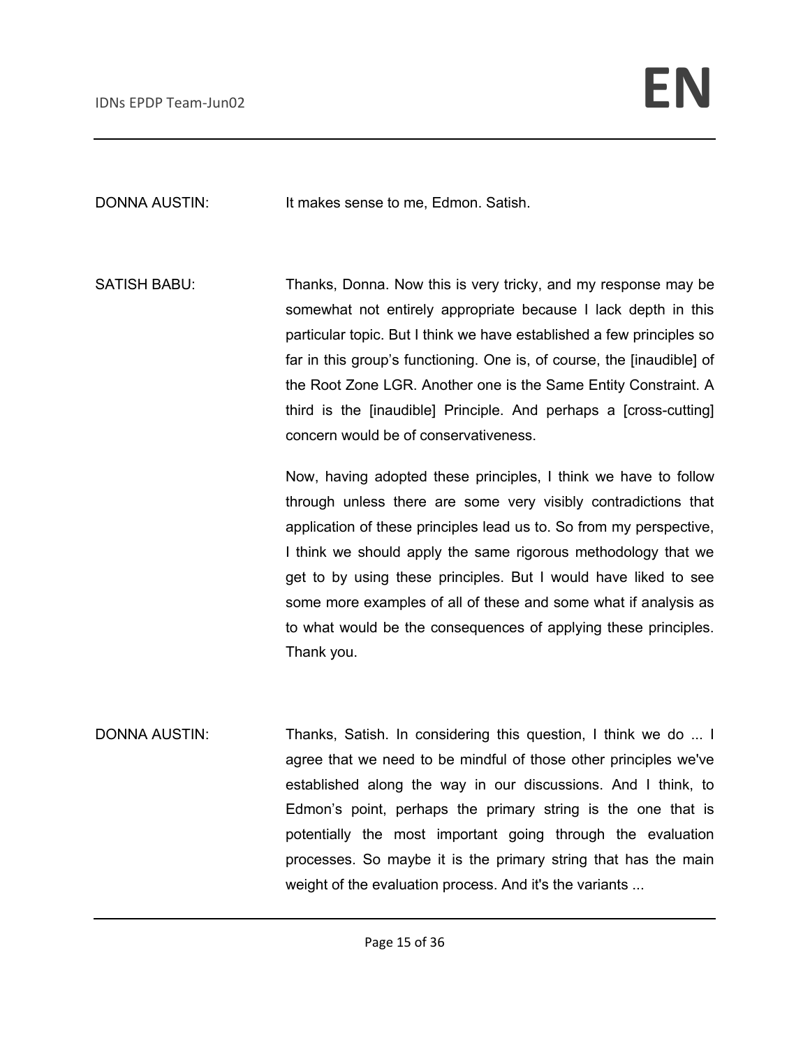DONNA AUSTIN: It makes sense to me, Edmon. Satish.

SATISH BABU: Thanks, Donna. Now this is very tricky, and my response may be somewhat not entirely appropriate because I lack depth in this particular topic. But I think we have established a few principles so far in this group's functioning. One is, of course, the [inaudible] of the Root Zone LGR. Another one is the Same Entity Constraint. A third is the [inaudible] Principle. And perhaps a [cross-cutting] concern would be of conservativeness.

Now, having adopted these principles, I think we have to follow through unless there are some very visibly contradictions that application of these principles lead us to. So from my perspective, I think we should apply the same rigorous methodology that we get to by using these principles. But I would have liked to see some more examples of all of these and some what if analysis as to what would be the consequences of applying these principles. Thank you.

DONNA AUSTIN: Thanks, Satish. In considering this question, I think we do ... I agree that we need to be mindful of those other principles we've established along the way in our discussions. And I think, to Edmon's point, perhaps the primary string is the one that is potentially the most important going through the evaluation processes. So maybe it is the primary string that has the main weight of the evaluation process. And it's the variants ...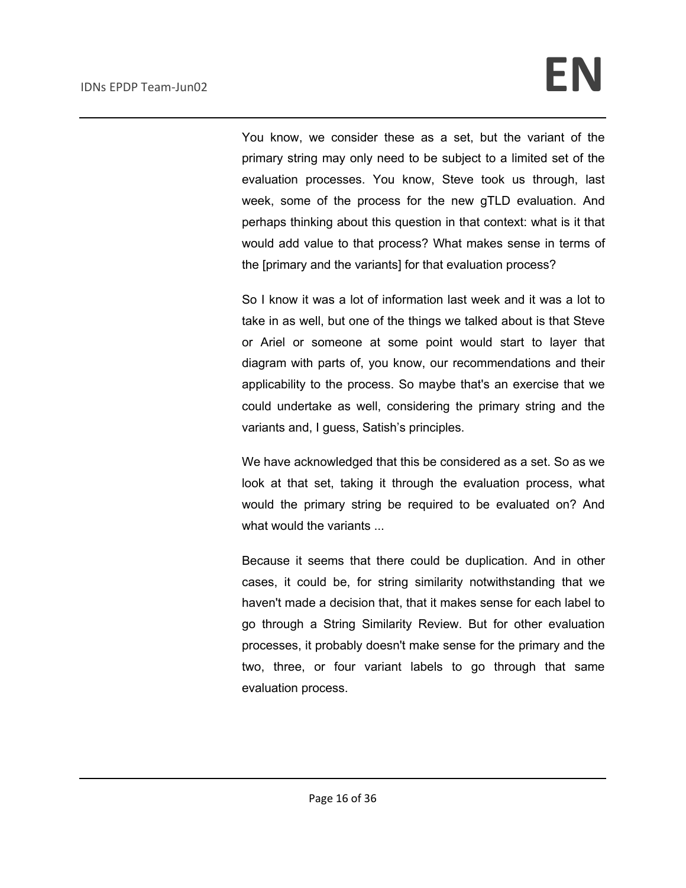You know, we consider these as a set, but the variant of the primary string may only need to be subject to a limited set of the evaluation processes. You know, Steve took us through, last week, some of the process for the new gTLD evaluation. And perhaps thinking about this question in that context: what is it that would add value to that process? What makes sense in terms of the [primary and the variants] for that evaluation process?

So I know it was a lot of information last week and it was a lot to take in as well, but one of the things we talked about is that Steve or Ariel or someone at some point would start to layer that diagram with parts of, you know, our recommendations and their applicability to the process. So maybe that's an exercise that we could undertake as well, considering the primary string and the variants and, I guess, Satish's principles.

We have acknowledged that this be considered as a set. So as we look at that set, taking it through the evaluation process, what would the primary string be required to be evaluated on? And what would the variants ...

Because it seems that there could be duplication. And in other cases, it could be, for string similarity notwithstanding that we haven't made a decision that, that it makes sense for each label to go through a String Similarity Review. But for other evaluation processes, it probably doesn't make sense for the primary and the two, three, or four variant labels to go through that same evaluation process.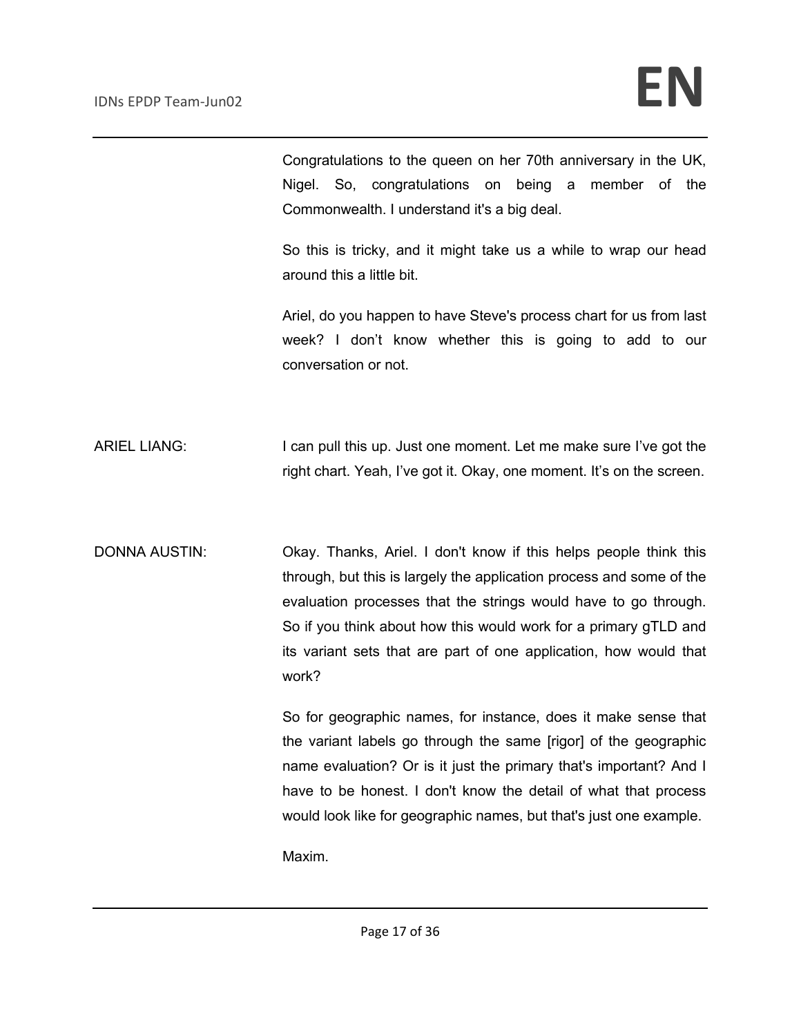Congratulations to the queen on her 70th anniversary in the UK, Nigel. So, congratulations on being a member of the Commonwealth. I understand it's a big deal.

So this is tricky, and it might take us a while to wrap our head around this a little bit.

Ariel, do you happen to have Steve's process chart for us from last week? I don't know whether this is going to add to our conversation or not.

ARIEL LIANG: I can pull this up. Just one moment. Let me make sure I've got the right chart. Yeah, I've got it. Okay, one moment. It's on the screen.

DONNA AUSTIN: Okay. Thanks, Ariel. I don't know if this helps people think this through, but this is largely the application process and some of the evaluation processes that the strings would have to go through. So if you think about how this would work for a primary gTLD and its variant sets that are part of one application, how would that work?

So for geographic names, for instance, does it make sense that the variant labels go through the same [rigor] of the geographic name evaluation? Or is it just the primary that's important? And I have to be honest. I don't know the detail of what that process would look like for geographic names, but that's just one example.

Maxim.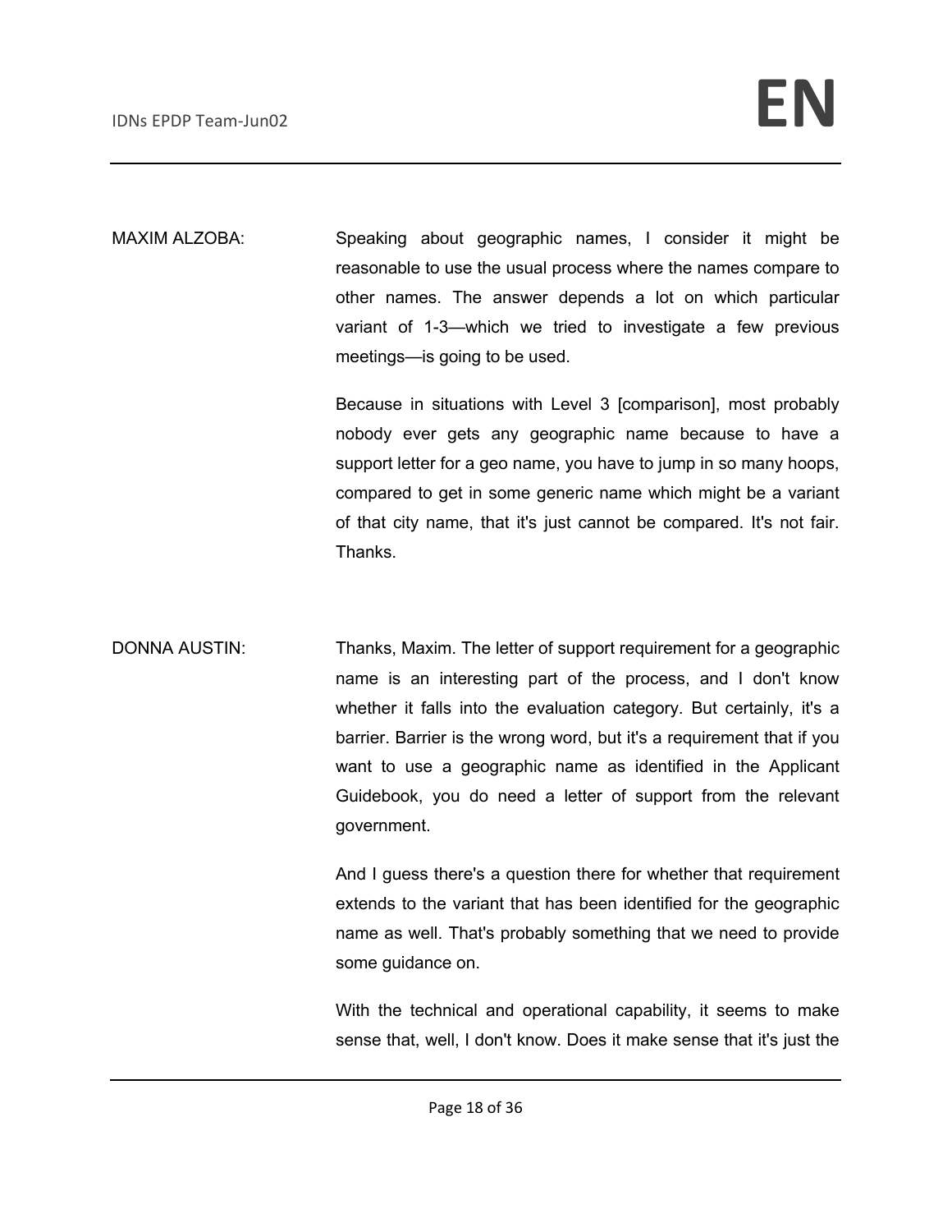MAXIM ALZOBA: Speaking about geographic names, I consider it might be reasonable to use the usual process where the names compare to other names. The answer depends a lot on which particular variant of 1-3—which we tried to investigate a few previous meetings—is going to be used.

Because in situations with Level 3 [comparison], most probably nobody ever gets any geographic name because to have a support letter for a geo name, you have to jump in so many hoops, compared to get in some generic name which might be a variant of that city name, that it's just cannot be compared. It's not fair. Thanks.

DONNA AUSTIN: Thanks, Maxim. The letter of support requirement for a geographic name is an interesting part of the process, and I don't know whether it falls into the evaluation category. But certainly, it's a barrier. Barrier is the wrong word, but it's a requirement that if you want to use a geographic name as identified in the Applicant Guidebook, you do need a letter of support from the relevant government.

And I guess there's a question there for whether that requirement extends to the variant that has been identified for the geographic name as well. That's probably something that we need to provide some guidance on.

With the technical and operational capability, it seems to make sense that, well, I don't know. Does it make sense that it's just the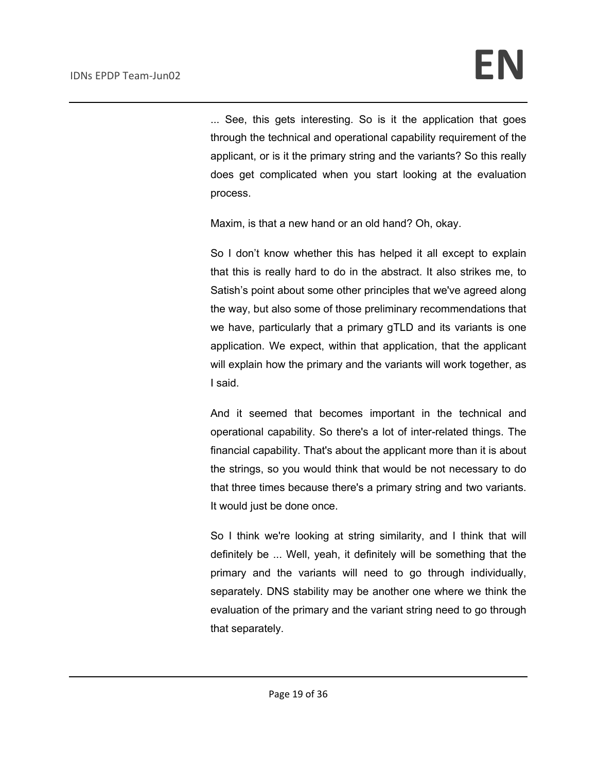... See, this gets interesting. So is it the application that goes through the technical and operational capability requirement of the applicant, or is it the primary string and the variants? So this really does get complicated when you start looking at the evaluation process.

Maxim, is that a new hand or an old hand? Oh, okay.

So I don't know whether this has helped it all except to explain that this is really hard to do in the abstract. It also strikes me, to Satish's point about some other principles that we've agreed along the way, but also some of those preliminary recommendations that we have, particularly that a primary gTLD and its variants is one application. We expect, within that application, that the applicant will explain how the primary and the variants will work together, as I said.

And it seemed that becomes important in the technical and operational capability. So there's a lot of inter-related things. The financial capability. That's about the applicant more than it is about the strings, so you would think that would be not necessary to do that three times because there's a primary string and two variants. It would just be done once.

So I think we're looking at string similarity, and I think that will definitely be ... Well, yeah, it definitely will be something that the primary and the variants will need to go through individually, separately. DNS stability may be another one where we think the evaluation of the primary and the variant string need to go through that separately.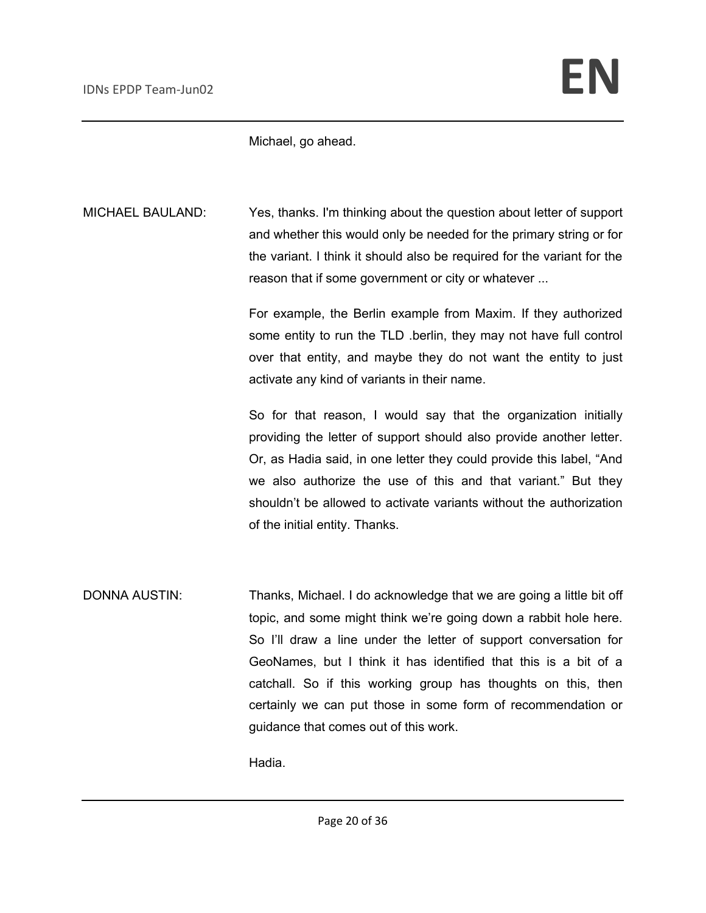Michael, go ahead.

MICHAEL BAULAND: Yes, thanks. I'm thinking about the question about letter of support and whether this would only be needed for the primary string or for the variant. I think it should also be required for the variant for the reason that if some government or city or whatever ...

For example, the Berlin example from Maxim. If they authorized some entity to run the TLD .berlin, they may not have full control over that entity, and maybe they do not want the entity to just activate any kind of variants in their name.

So for that reason, I would say that the organization initially providing the letter of support should also provide another letter. Or, as Hadia said, in one letter they could provide this label, "And we also authorize the use of this and that variant." But they shouldn't be allowed to activate variants without the authorization of the initial entity. Thanks.

DONNA AUSTIN: Thanks, Michael. I do acknowledge that we are going a little bit off topic, and some might think we're going down a rabbit hole here. So I'll draw a line under the letter of support conversation for GeoNames, but I think it has identified that this is a bit of a catchall. So if this working group has thoughts on this, then certainly we can put those in some form of recommendation or guidance that comes out of this work.

Hadia.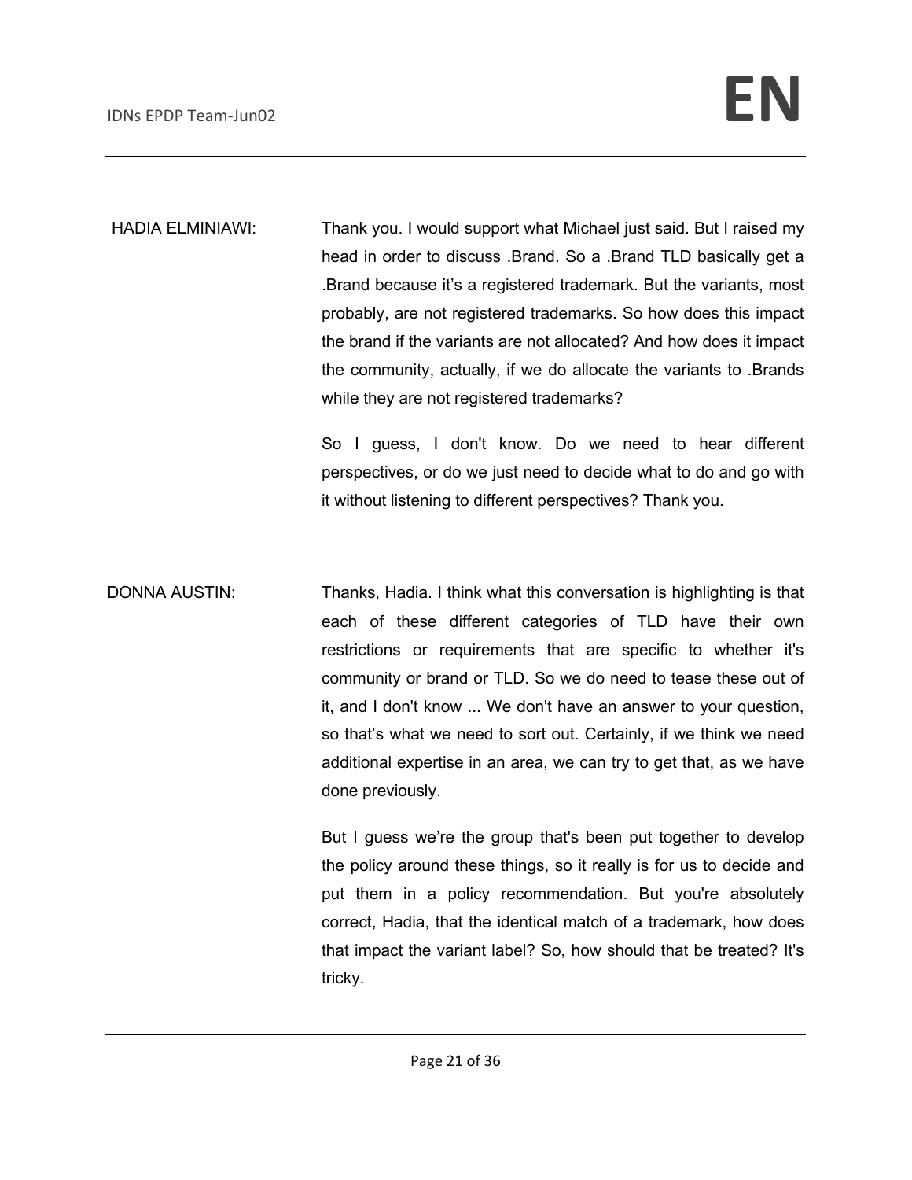HADIA ELMINIAWI: Thank you. I would support what Michael just said. But I raised my head in order to discuss .Brand. So a .Brand TLD basically get a .Brand because it's a registered trademark. But the variants, most probably, are not registered trademarks. So how does this impact the brand if the variants are not allocated? And how does it impact the community, actually, if we do allocate the variants to .Brands while they are not registered trademarks?

So I guess, I don't know. Do we need to hear different perspectives, or do we just need to decide what to do and go with it without listening to different perspectives? Thank you.

DONNA AUSTIN: Thanks, Hadia. I think what this conversation is highlighting is that each of these different categories of TLD have their own restrictions or requirements that are specific to whether it's community or brand or TLD. So we do need to tease these out of it, and I don't know ... We don't have an answer to your question, so that's what we need to sort out. Certainly, if we think we need additional expertise in an area, we can try to get that, as we have done previously.

But I guess we're the group that's been put together to develop the policy around these things, so it really is for us to decide and put them in a policy recommendation. But you're absolutely correct, Hadia, that the identical match of a trademark, how does that impact the variant label? So, how should that be treated? It's tricky.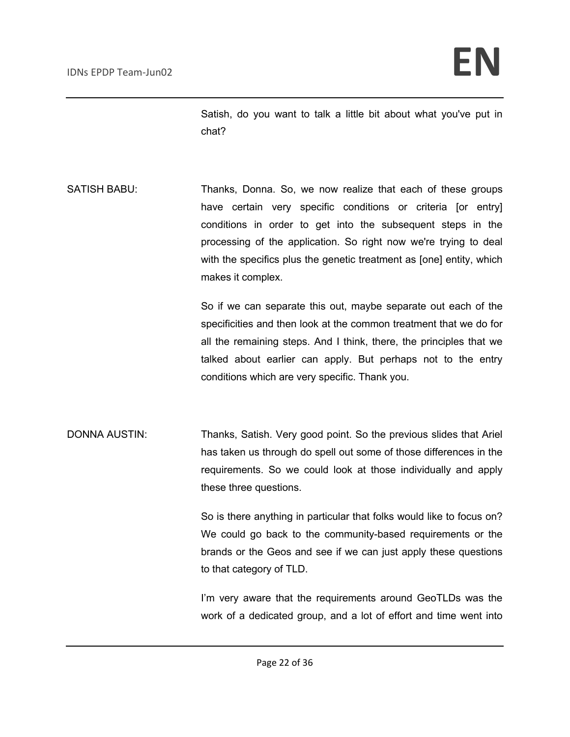Satish, do you want to talk a little bit about what you've put in chat?

SATISH BABU: Thanks, Donna. So, we now realize that each of these groups have certain very specific conditions or criteria [or entry] conditions in order to get into the subsequent steps in the processing of the application. So right now we're trying to deal with the specifics plus the genetic treatment as [one] entity, which makes it complex.

So if we can separate this out, maybe separate out each of the specificities and then look at the common treatment that we do for all the remaining steps. And I think, there, the principles that we talked about earlier can apply. But perhaps not to the entry conditions which are very specific. Thank you.

DONNA AUSTIN: Thanks, Satish. Very good point. So the previous slides that Ariel has taken us through do spell out some of those differences in the requirements. So we could look at those individually and apply these three questions.

So is there anything in particular that folks would like to focus on? We could go back to the community-based requirements or the brands or the Geos and see if we can just apply these questions to that category of TLD.

I'm very aware that the requirements around GeoTLDs was the work of a dedicated group, and a lot of effort and time went into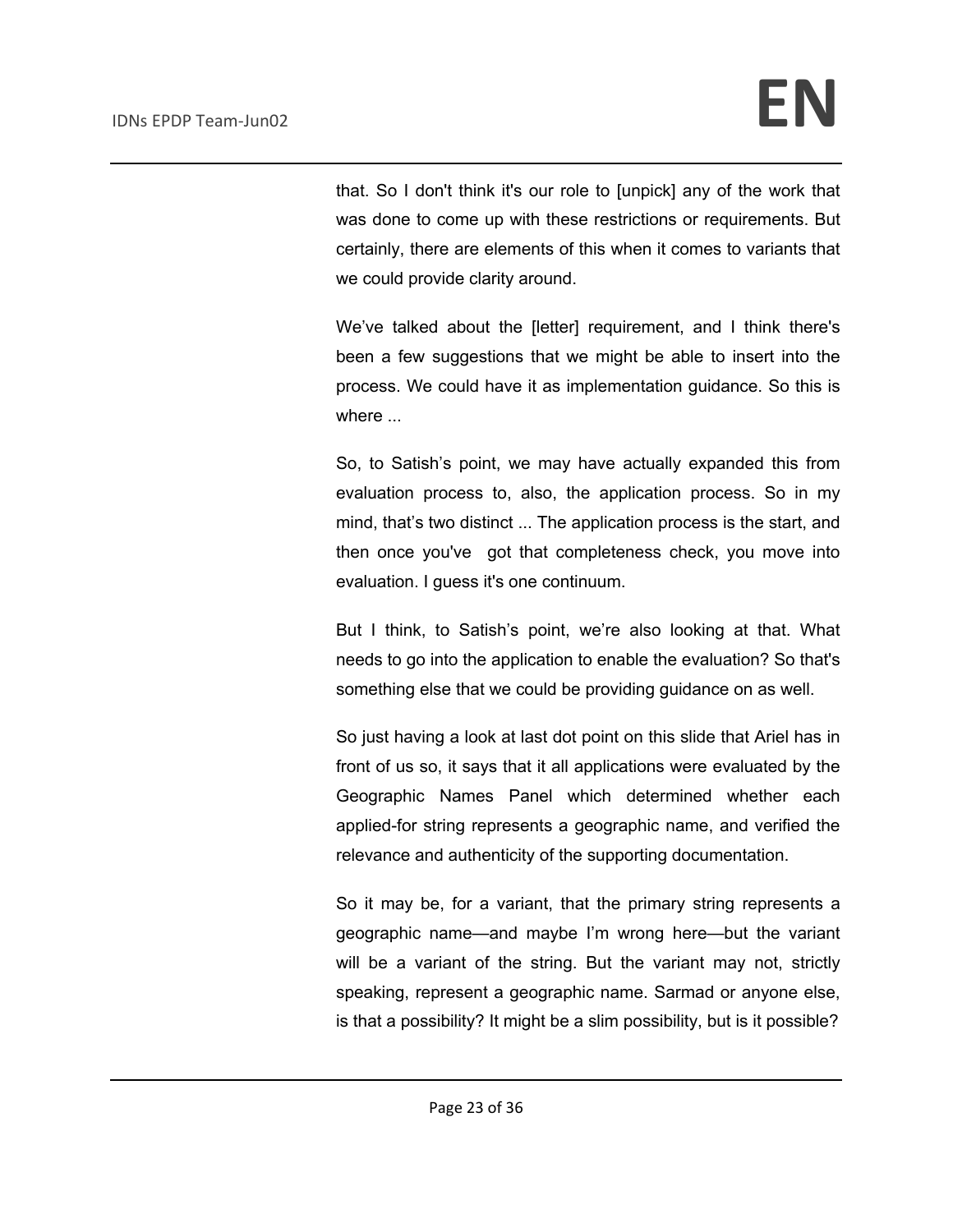that. So I don't think it's our role to [unpick] any of the work that was done to come up with these restrictions or requirements. But certainly, there are elements of this when it comes to variants that we could provide clarity around.

We've talked about the [letter] requirement, and I think there's been a few suggestions that we might be able to insert into the process. We could have it as implementation guidance. So this is where ...

So, to Satish's point, we may have actually expanded this from evaluation process to, also, the application process. So in my mind, that's two distinct ... The application process is the start, and then once you've got that completeness check, you move into evaluation. I guess it's one continuum.

But I think, to Satish's point, we're also looking at that. What needs to go into the application to enable the evaluation? So that's something else that we could be providing guidance on as well.

So just having a look at last dot point on this slide that Ariel has in front of us so, it says that it all applications were evaluated by the Geographic Names Panel which determined whether each applied-for string represents a geographic name, and verified the relevance and authenticity of the supporting documentation.

So it may be, for a variant, that the primary string represents a geographic name—and maybe I'm wrong here—but the variant will be a variant of the string. But the variant may not, strictly speaking, represent a geographic name. Sarmad or anyone else, is that a possibility? It might be a slim possibility, but is it possible?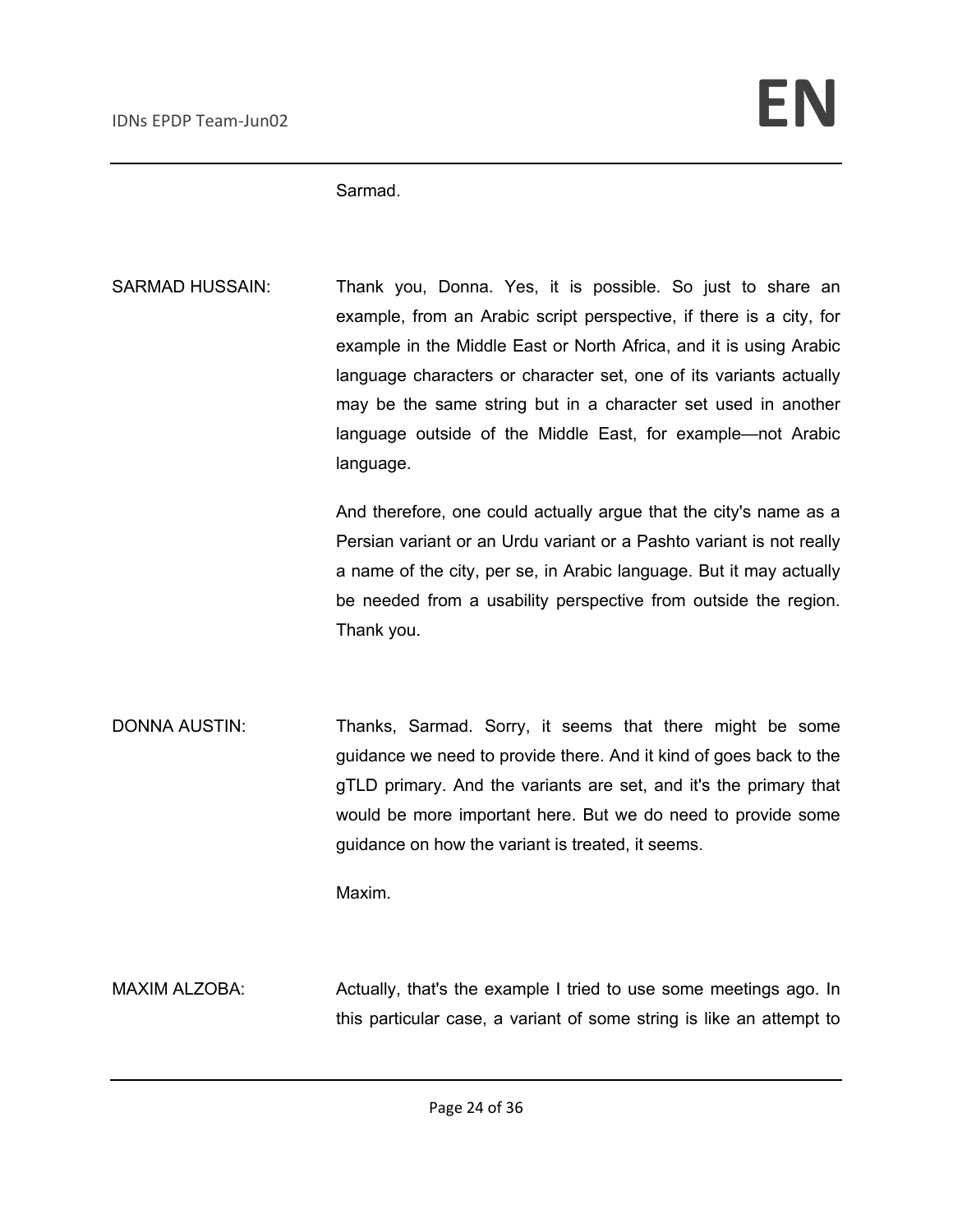Sarmad.

SARMAD HUSSAIN: Thank you, Donna. Yes, it is possible. So just to share an example, from an Arabic script perspective, if there is a city, for example in the Middle East or North Africa, and it is using Arabic language characters or character set, one of its variants actually may be the same string but in a character set used in another language outside of the Middle East, for example—not Arabic language.

And therefore, one could actually argue that the city's name as a Persian variant or an Urdu variant or a Pashto variant is not really a name of the city, per se, in Arabic language. But it may actually be needed from a usability perspective from outside the region. Thank you.

DONNA AUSTIN: Thanks, Sarmad. Sorry, it seems that there might be some guidance we need to provide there. And it kind of goes back to the gTLD primary. And the variants are set, and it's the primary that would be more important here. But we do need to provide some guidance on how the variant is treated, it seems.

Maxim.

MAXIM ALZOBA: Actually, that's the example I tried to use some meetings ago. In this particular case, a variant of some string is like an attempt to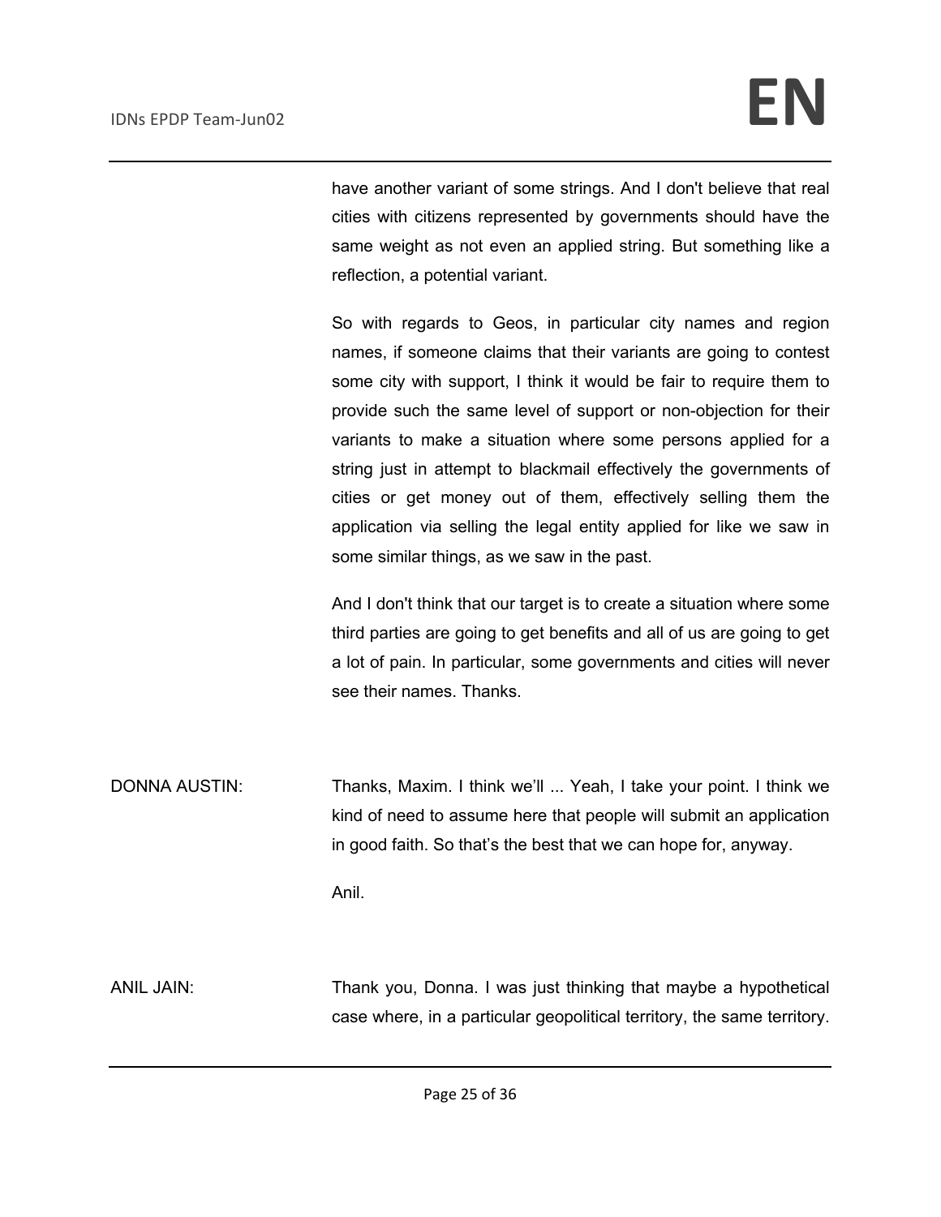have another variant of some strings. And I don't believe that real cities with citizens represented by governments should have the same weight as not even an applied string. But something like a reflection, a potential variant.

So with regards to Geos, in particular city names and region names, if someone claims that their variants are going to contest some city with support, I think it would be fair to require them to provide such the same level of support or non-objection for their variants to make a situation where some persons applied for a string just in attempt to blackmail effectively the governments of cities or get money out of them, effectively selling them the application via selling the legal entity applied for like we saw in some similar things, as we saw in the past.

And I don't think that our target is to create a situation where some third parties are going to get benefits and all of us are going to get a lot of pain. In particular, some governments and cities will never see their names. Thanks.

DONNA AUSTIN: Thanks, Maxim. I think we'll ... Yeah, I take your point. I think we kind of need to assume here that people will submit an application in good faith. So that's the best that we can hope for, anyway.

Anil.

ANIL JAIN: Thank you, Donna. I was just thinking that maybe a hypothetical case where, in a particular geopolitical territory, the same territory.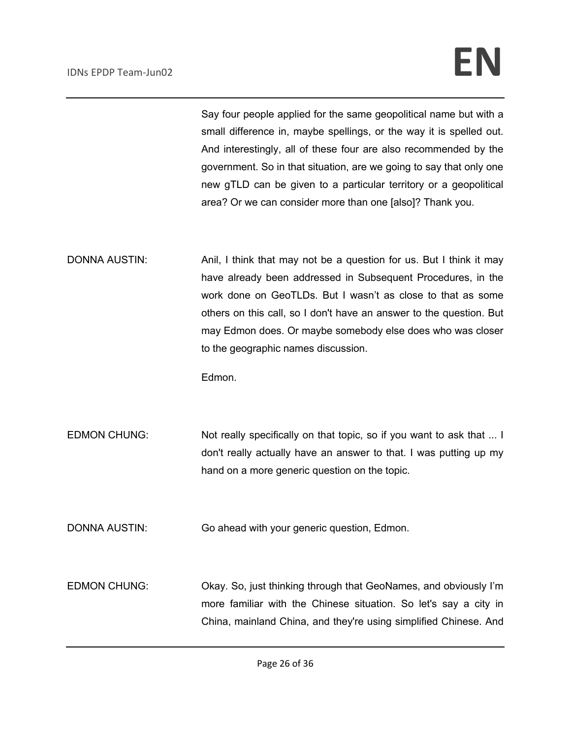Say four people applied for the same geopolitical name but with a small difference in, maybe spellings, or the way it is spelled out. And interestingly, all of these four are also recommended by the government. So in that situation, are we going to say that only one new gTLD can be given to a particular territory or a geopolitical area? Or we can consider more than one [also]? Thank you.

DONNA AUSTIN: Anil, I think that may not be a question for us. But I think it may have already been addressed in Subsequent Procedures, in the work done on GeoTLDs. But I wasn't as close to that as some others on this call, so I don't have an answer to the question. But may Edmon does. Or maybe somebody else does who was closer to the geographic names discussion.

Edmon.

EDMON CHUNG: Not really specifically on that topic, so if you want to ask that ... I don't really actually have an answer to that. I was putting up my hand on a more generic question on the topic.

DONNA AUSTIN: Go ahead with your generic question, Edmon.

EDMON CHUNG: Okay. So, just thinking through that GeoNames, and obviously I'm more familiar with the Chinese situation. So let's say a city in China, mainland China, and they're using simplified Chinese. And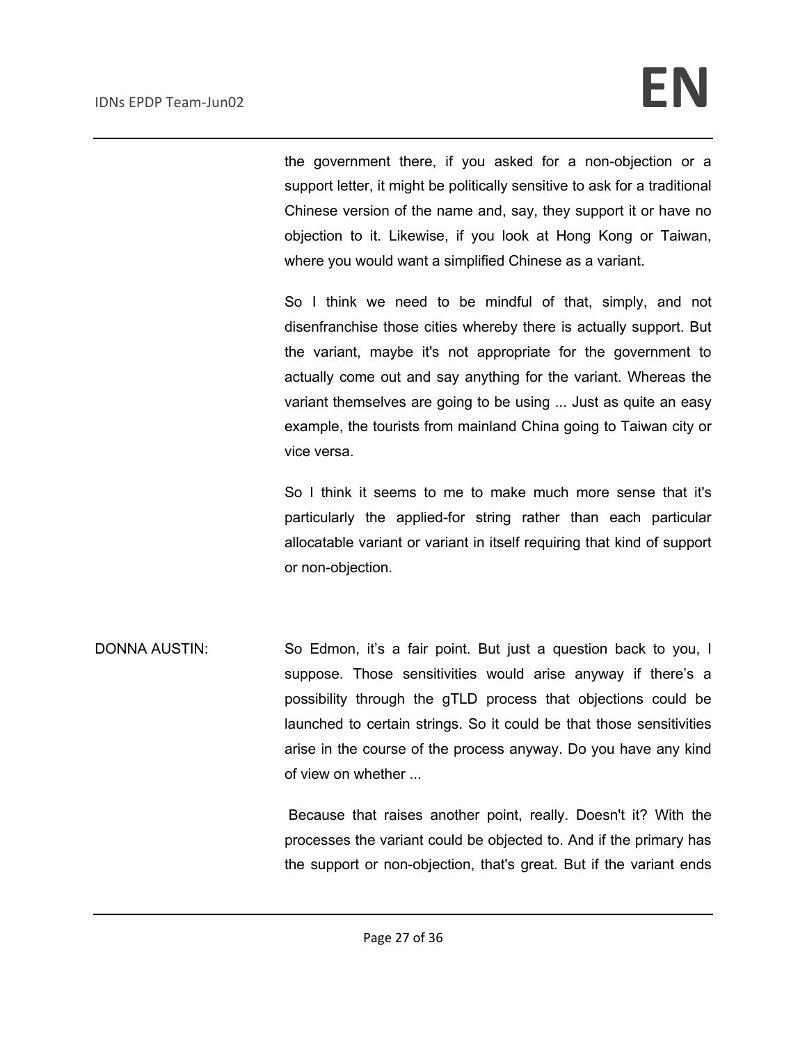the government there, if you asked for a non-objection or a support letter, it might be politically sensitive to ask for a traditional Chinese version of the name and, say, they support it or have no objection to it. Likewise, if you look at Hong Kong or Taiwan, where you would want a simplified Chinese as a variant.

So I think we need to be mindful of that, simply, and not disenfranchise those cities whereby there is actually support. But the variant, maybe it's not appropriate for the government to actually come out and say anything for the variant. Whereas the variant themselves are going to be using ... Just as quite an easy example, the tourists from mainland China going to Taiwan city or vice versa.

So I think it seems to me to make much more sense that it's particularly the applied-for string rather than each particular allocatable variant or variant in itself requiring that kind of support or non-objection.

DONNA AUSTIN: So Edmon, it's a fair point. But just a question back to you, I suppose. Those sensitivities would arise anyway if there's a possibility through the gTLD process that objections could be launched to certain strings. So it could be that those sensitivities arise in the course of the process anyway. Do you have any kind of view on whether ...

Because that raises another point, really. Doesn't it? With the processes the variant could be objected to. And if the primary has the support or non-objection, that's great. But if the variant ends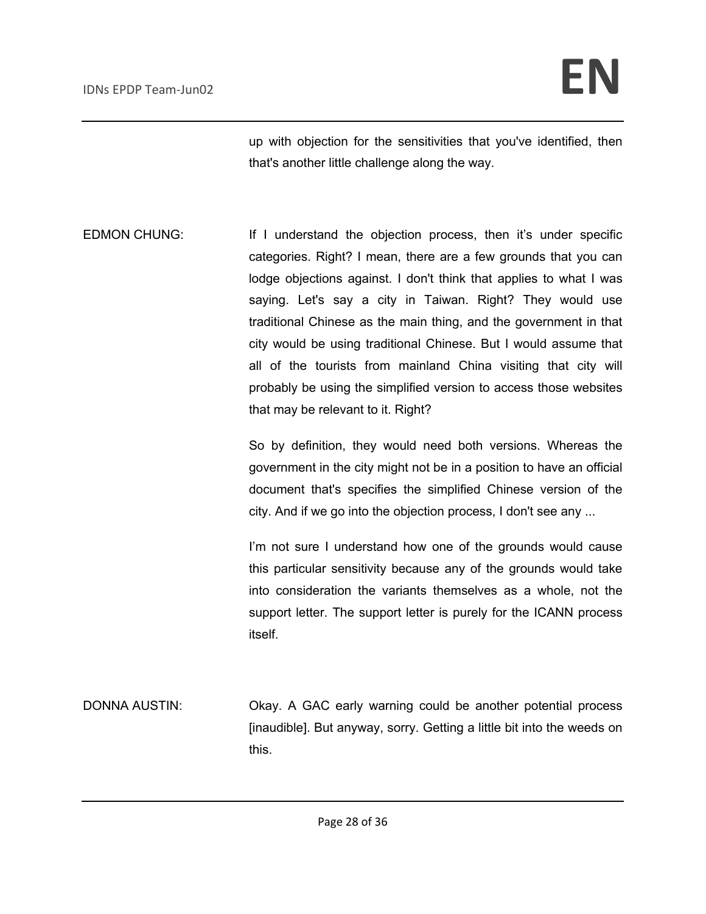up with objection for the sensitivities that you've identified, then that's another little challenge along the way.

EDMON CHUNG: If I understand the objection process, then it’s under specific categories. Right? I mean, there are a few grounds that you can lodge objections against. I don't think that applies to what I was saying. Let's say a city in Taiwan. Right? They would use traditional Chinese as the main thing, and the government in that city would be using traditional Chinese. But I would assume that all of the tourists from mainland China visiting that city will probably be using the simplified version to access those websites that may be relevant to it. Right?

So by definition, they would need both versions. Whereas the government in the city might not be in a position to have an official document that's specifies the simplified Chinese version of the city. And if we go into the objection process, I don't see any ...

I’m not sure I understand how one of the grounds would cause this particular sensitivity because any of the grounds would take into consideration the variants themselves as a whole, not the support letter. The support letter is purely for the ICANN process itself.

DONNA AUSTIN: Okay. A GAC early warning could be another potential process [inaudible]. But anyway, sorry. Getting a little bit into the weeds on this.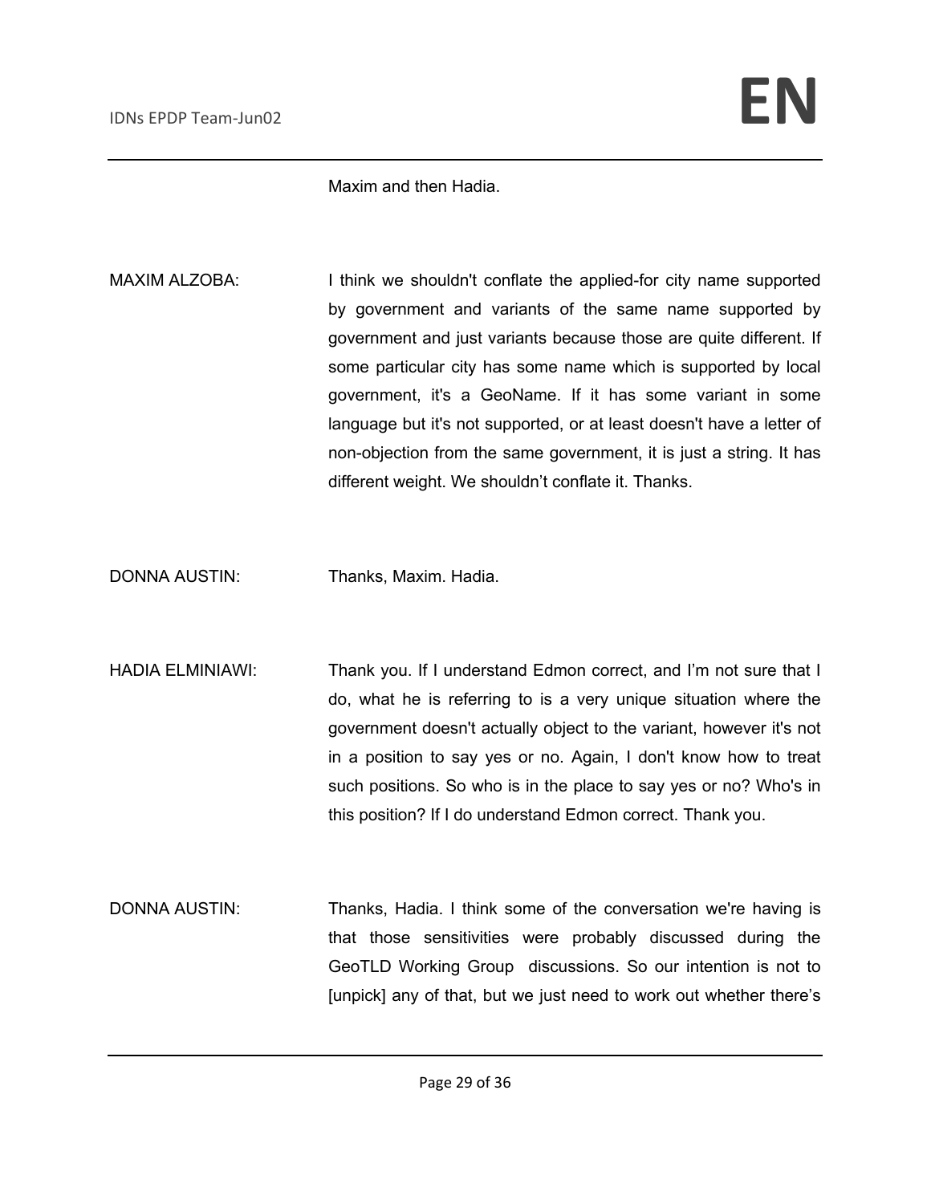Maxim and then Hadia.

MAXIM ALZOBA: I think we shouldn't conflate the applied-for city name supported by government and variants of the same name supported by government and just variants because those are quite different. If some particular city has some name which is supported by local government, it's a GeoName. If it has some variant in some language but it's not supported, or at least doesn't have a letter of non-objection from the same government, it is just a string. It has different weight. We shouldn't conflate it. Thanks.

DONNA AUSTIN: Thanks, Maxim. Hadia.

HADIA ELMINIAWI: Thank you. If I understand Edmon correct, and I'm not sure that I do, what he is referring to is a very unique situation where the government doesn't actually object to the variant, however it's not in a position to say yes or no. Again, I don't know how to treat such positions. So who is in the place to say yes or no? Who's in this position? If I do understand Edmon correct. Thank you.

DONNA AUSTIN: Thanks, Hadia. I think some of the conversation we're having is that those sensitivities were probably discussed during the GeoTLD Working Group discussions. So our intention is not to [unpick] any of that, but we just need to work out whether there's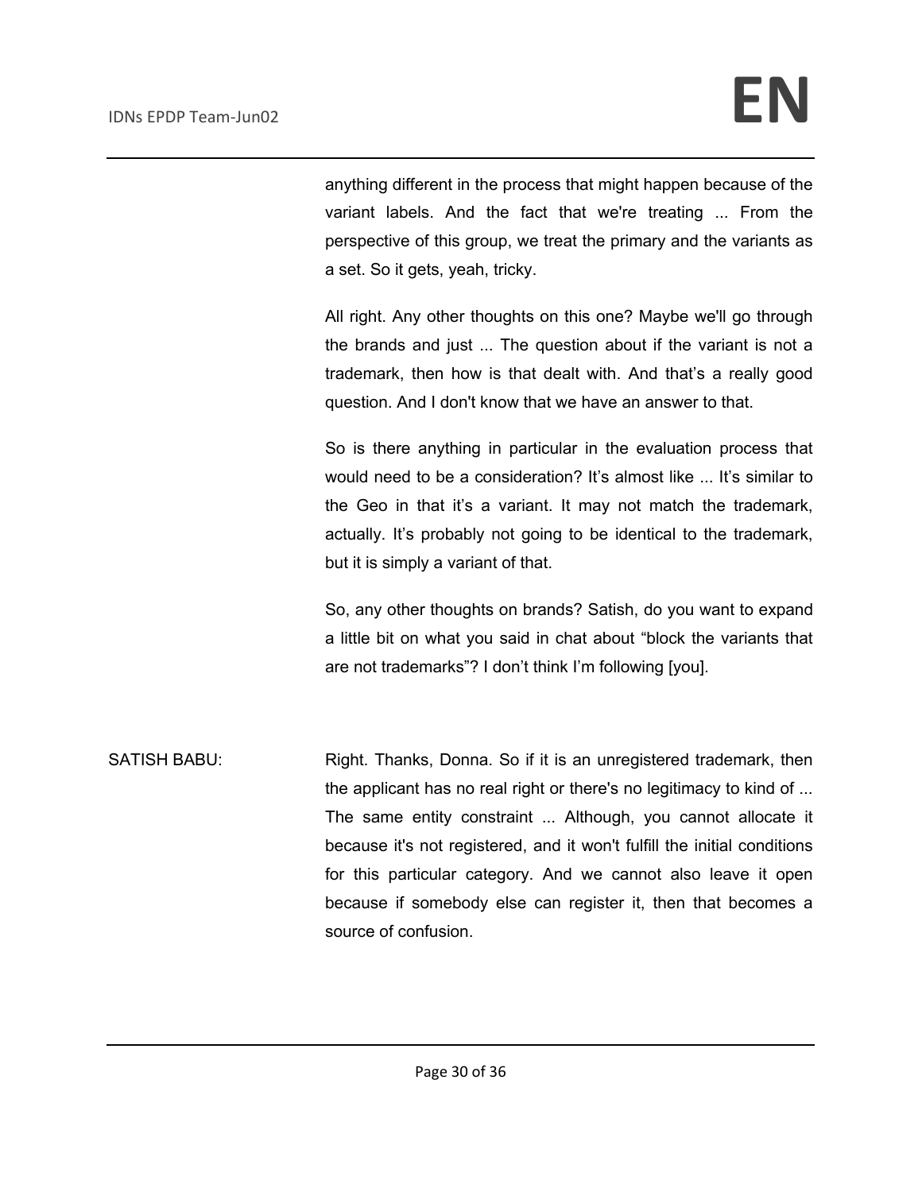anything different in the process that might happen because of the variant labels. And the fact that we're treating ... From the perspective of this group, we treat the primary and the variants as a set. So it gets, yeah, tricky.

All right. Any other thoughts on this one? Maybe we'll go through the brands and just ... The question about if the variant is not a trademark, then how is that dealt with. And that's a really good question. And I don't know that we have an answer to that.

So is there anything in particular in the evaluation process that would need to be a consideration? It's almost like ... It's similar to the Geo in that it's a variant. It may not match the trademark, actually. It's probably not going to be identical to the trademark, but it is simply a variant of that.

So, any other thoughts on brands? Satish, do you want to expand a little bit on what you said in chat about "block the variants that are not trademarks"? I don't think I'm following [you].

SATISH BABU: Right. Thanks, Donna. So if it is an unregistered trademark, then the applicant has no real right or there's no legitimacy to kind of ... The same entity constraint ... Although, you cannot allocate it because it's not registered, and it won't fulfill the initial conditions for this particular category. And we cannot also leave it open because if somebody else can register it, then that becomes a source of confusion.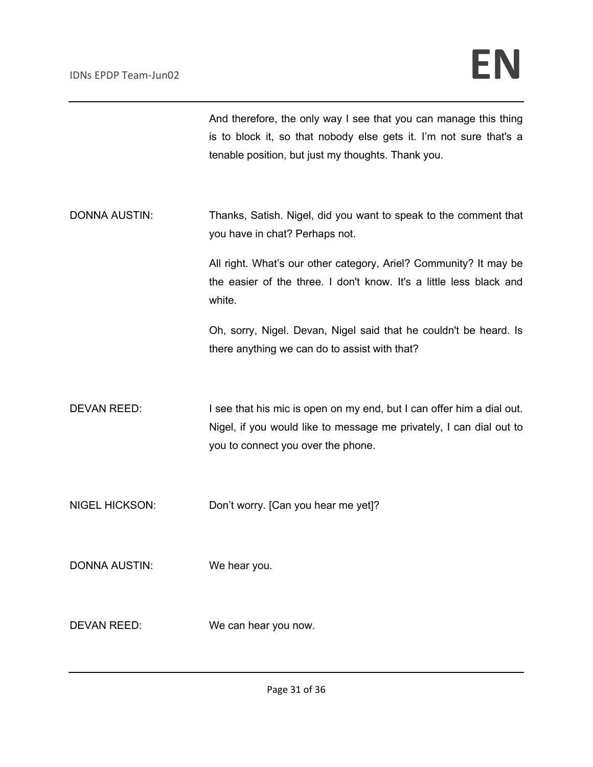And therefore, the only way I see that you can manage this thing is to block it, so that nobody else gets it. I'm not sure that's a tenable position, but just my thoughts. Thank you.

DONNA AUSTIN: Thanks, Satish. Nigel, did you want to speak to the comment that you have in chat? Perhaps not.

All right. What's our other category, Ariel? Community? It may be the easier of the three. I don't know. It's a little less black and white.

Oh, sorry, Nigel. Devan, Nigel said that he couldn't be heard. Is there anything we can do to assist with that?

DEVAN REED: I see that his mic is open on my end, but I can offer him a dial out. Nigel, if you would like to message me privately, I can dial out to you to connect you over the phone.

NIGEL HICKSON: Don't worry. [Can you hear me yet]?

DONNA AUSTIN: We hear you.

DEVAN REED: We can hear you now.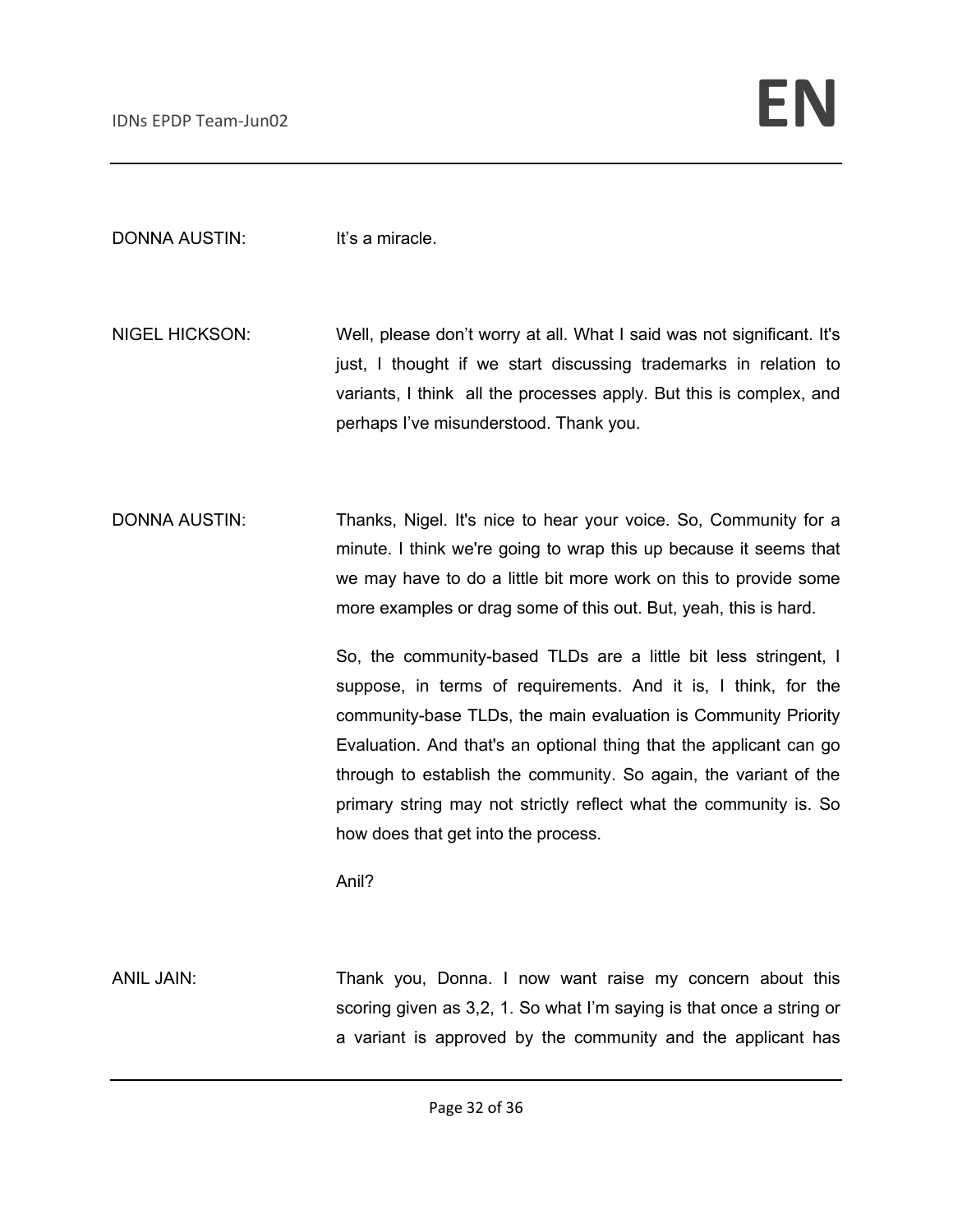DONNA AUSTIN: It's a miracle.

NIGEL HICKSON: Well, please don't worry at all. What I said was not significant. It's just, I thought if we start discussing trademarks in relation to variants, I think all the processes apply. But this is complex, and perhaps I've misunderstood. Thank you.

DONNA AUSTIN: Thanks, Nigel. It's nice to hear your voice. So, Community for a minute. I think we're going to wrap this up because it seems that we may have to do a little bit more work on this to provide some more examples or drag some of this out. But, yeah, this is hard.

So, the community-based TLDs are a little bit less stringent, I suppose, in terms of requirements. And it is, I think, for the community-base TLDs, the main evaluation is Community Priority Evaluation. And that's an optional thing that the applicant can go through to establish the community. So again, the variant of the primary string may not strictly reflect what the community is. So how does that get into the process.

Anil?

ANIL JAIN: Thank you, Donna. I now want raise my concern about this scoring given as 3,2, 1. So what I'm saying is that once a string or a variant is approved by the community and the applicant has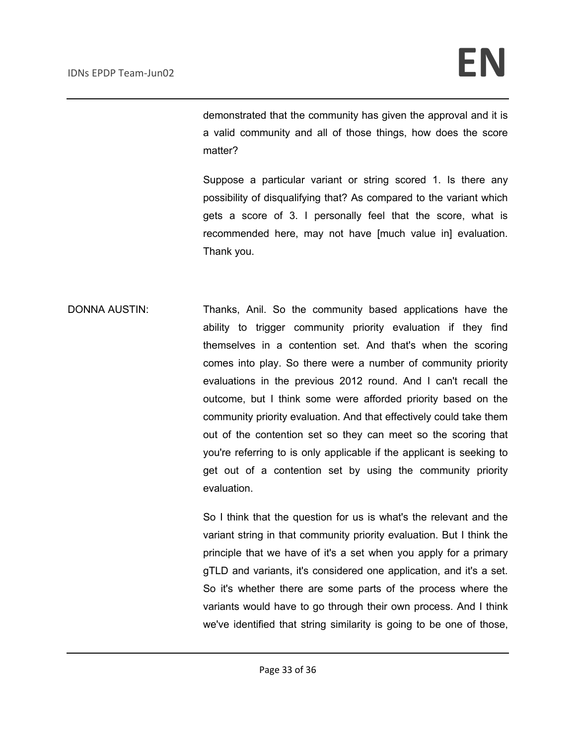demonstrated that the community has given the approval and it is a valid community and all of those things, how does the score matter?

Suppose a particular variant or string scored 1. Is there any possibility of disqualifying that? As compared to the variant which gets a score of 3. I personally feel that the score, what is recommended here, may not have [much value in] evaluation. Thank you.

DONNA AUSTIN: Thanks, Anil. So the community based applications have the ability to trigger community priority evaluation if they find themselves in a contention set. And that's when the scoring comes into play. So there were a number of community priority evaluations in the previous 2012 round. And I can't recall the outcome, but I think some were afforded priority based on the community priority evaluation. And that effectively could take them out of the contention set so they can meet so the scoring that you're referring to is only applicable if the applicant is seeking to get out of a contention set by using the community priority evaluation.

So I think that the question for us is what's the relevant and the variant string in that community priority evaluation. But I think the principle that we have of it's a set when you apply for a primary gTLD and variants, it's considered one application, and it's a set. So it's whether there are some parts of the process where the variants would have to go through their own process. And I think we've identified that string similarity is going to be one of those,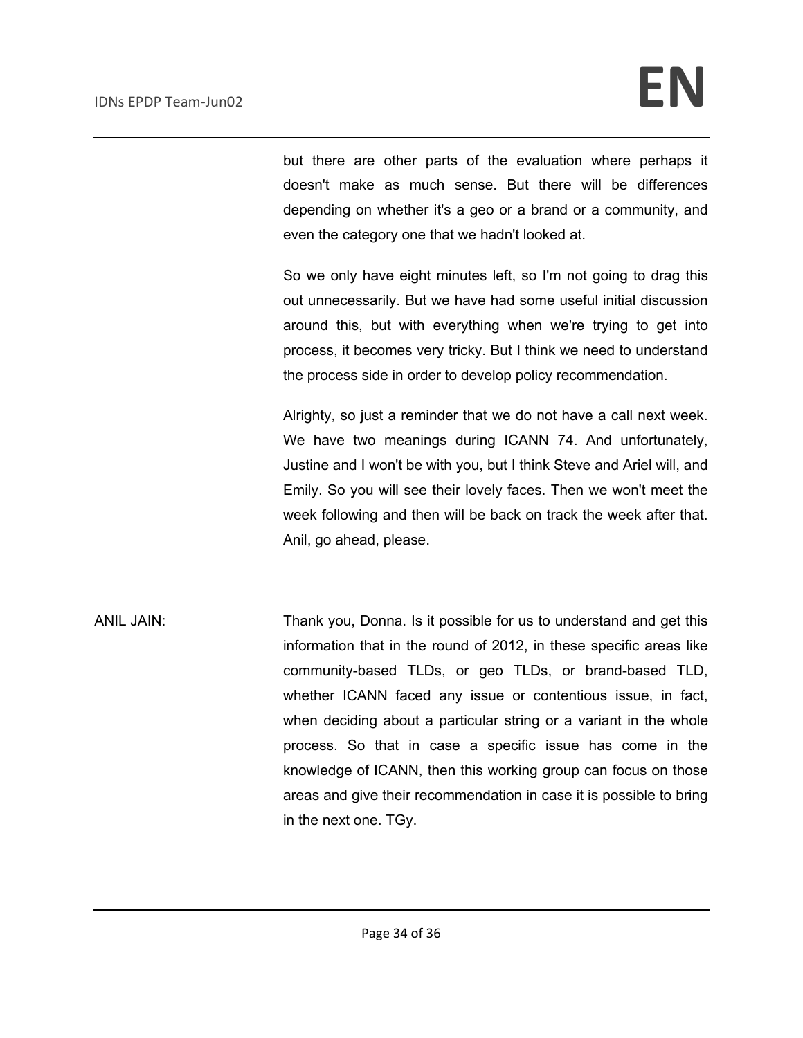but there are other parts of the evaluation where perhaps it doesn't make as much sense. But there will be differences depending on whether it's a geo or a brand or a community, and even the category one that we hadn't looked at.

So we only have eight minutes left, so I'm not going to drag this out unnecessarily. But we have had some useful initial discussion around this, but with everything when we're trying to get into process, it becomes very tricky. But I think we need to understand the process side in order to develop policy recommendation.

Alrighty, so just a reminder that we do not have a call next week. We have two meanings during ICANN 74. And unfortunately, Justine and I won't be with you, but I think Steve and Ariel will, and Emily. So you will see their lovely faces. Then we won't meet the week following and then will be back on track the week after that. Anil, go ahead, please.

ANIL JAIN: Thank you, Donna. Is it possible for us to understand and get this information that in the round of 2012, in these specific areas like community-based TLDs, or geo TLDs, or brand-based TLD, whether ICANN faced any issue or contentious issue, in fact, when deciding about a particular string or a variant in the whole process. So that in case a specific issue has come in the knowledge of ICANN, then this working group can focus on those areas and give their recommendation in case it is possible to bring in the next one. TGy.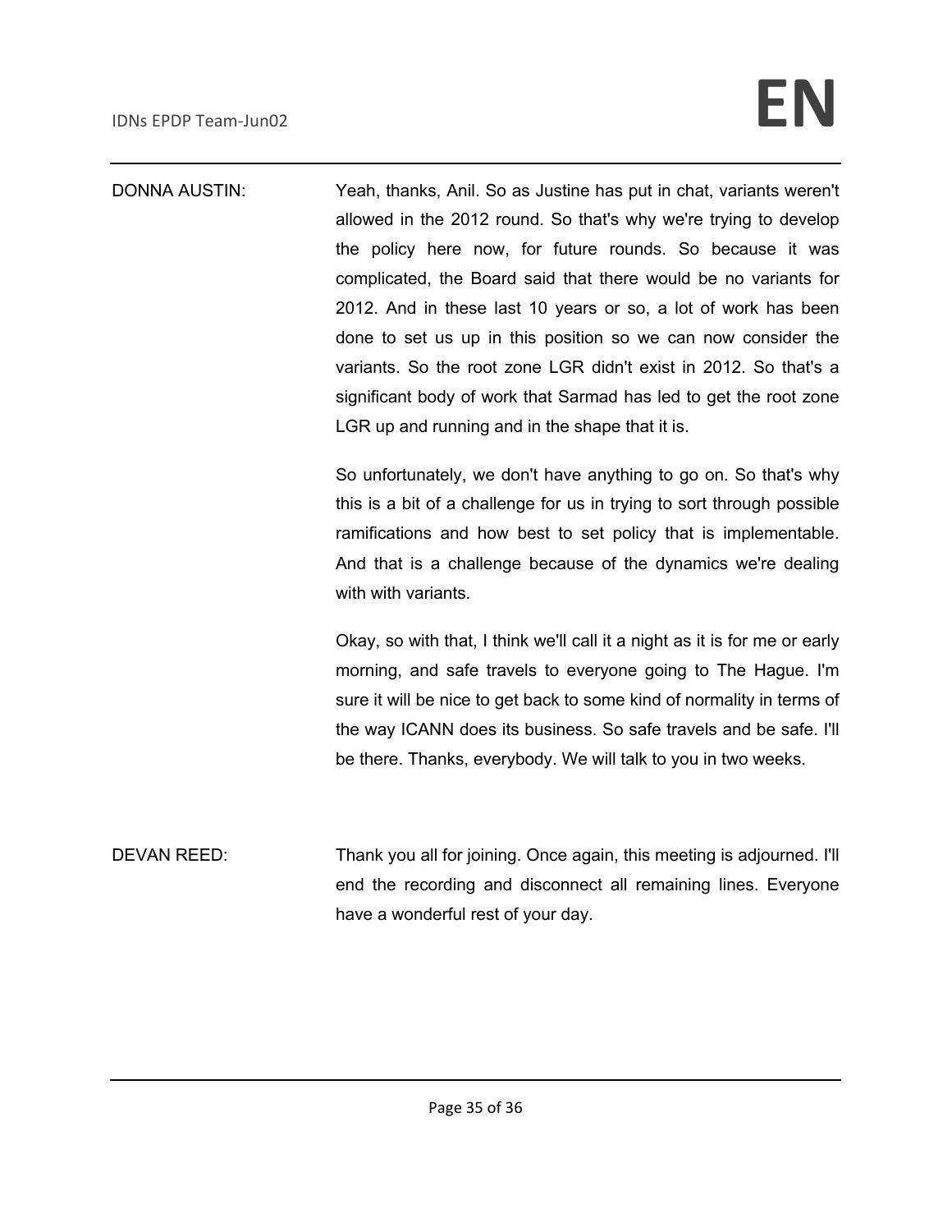DONNA AUSTIN: Yeah, thanks, Anil. So as Justine has put in chat, variants weren't allowed in the 2012 round. So that's why we're trying to develop the policy here now, for future rounds. So because it was complicated, the Board said that there would be no variants for 2012. And in these last 10 years or so, a lot of work has been done to set us up in this position so we can now consider the variants. So the root zone LGR didn't exist in 2012. So that's a significant body of work that Sarmad has led to get the root zone LGR up and running and in the shape that it is.

So unfortunately, we don't have anything to go on. So that's why this is a bit of a challenge for us in trying to sort through possible ramifications and how best to set policy that is implementable. And that is a challenge because of the dynamics we're dealing with with variants.

Okay, so with that, I think we'll call it a night as it is for me or early morning, and safe travels to everyone going to The Hague. I'm sure it will be nice to get back to some kind of normality in terms of the way ICANN does its business. So safe travels and be safe. I'll be there. Thanks, everybody. We will talk to you in two weeks.

DEVAN REED: Thank you all for joining. Once again, this meeting is adjourned. I'll end the recording and disconnect all remaining lines. Everyone have a wonderful rest of your day.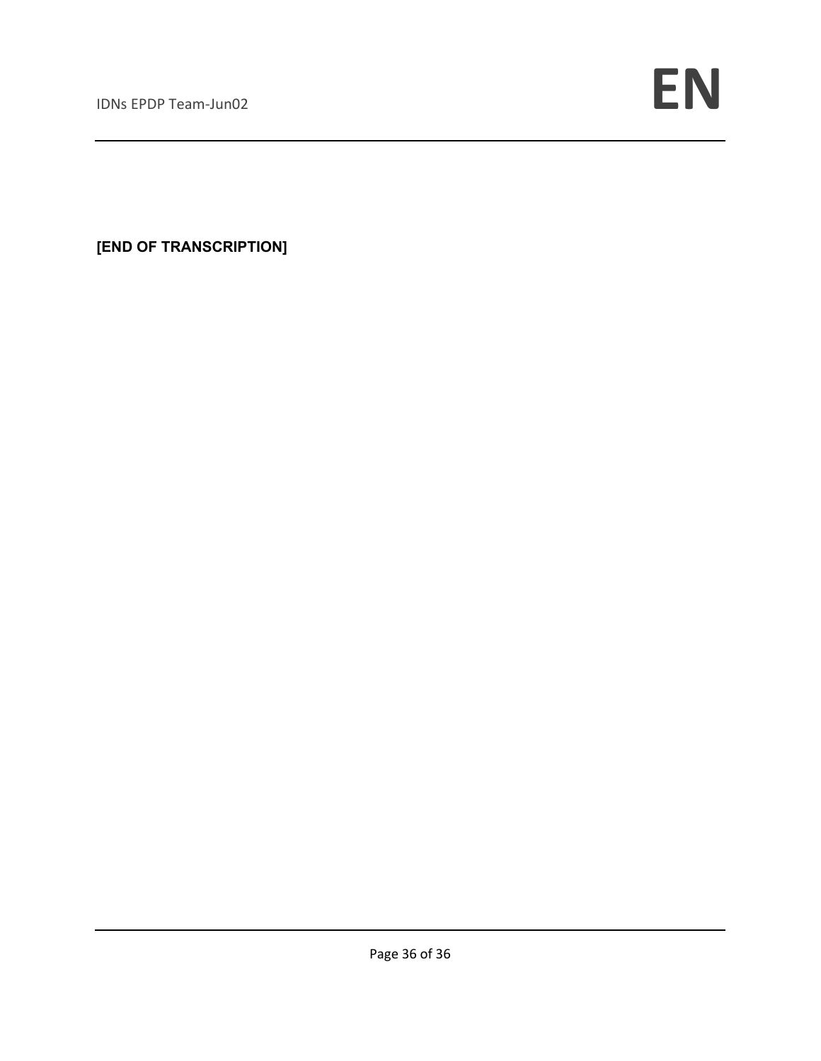**[END OF TRANSCRIPTION]**